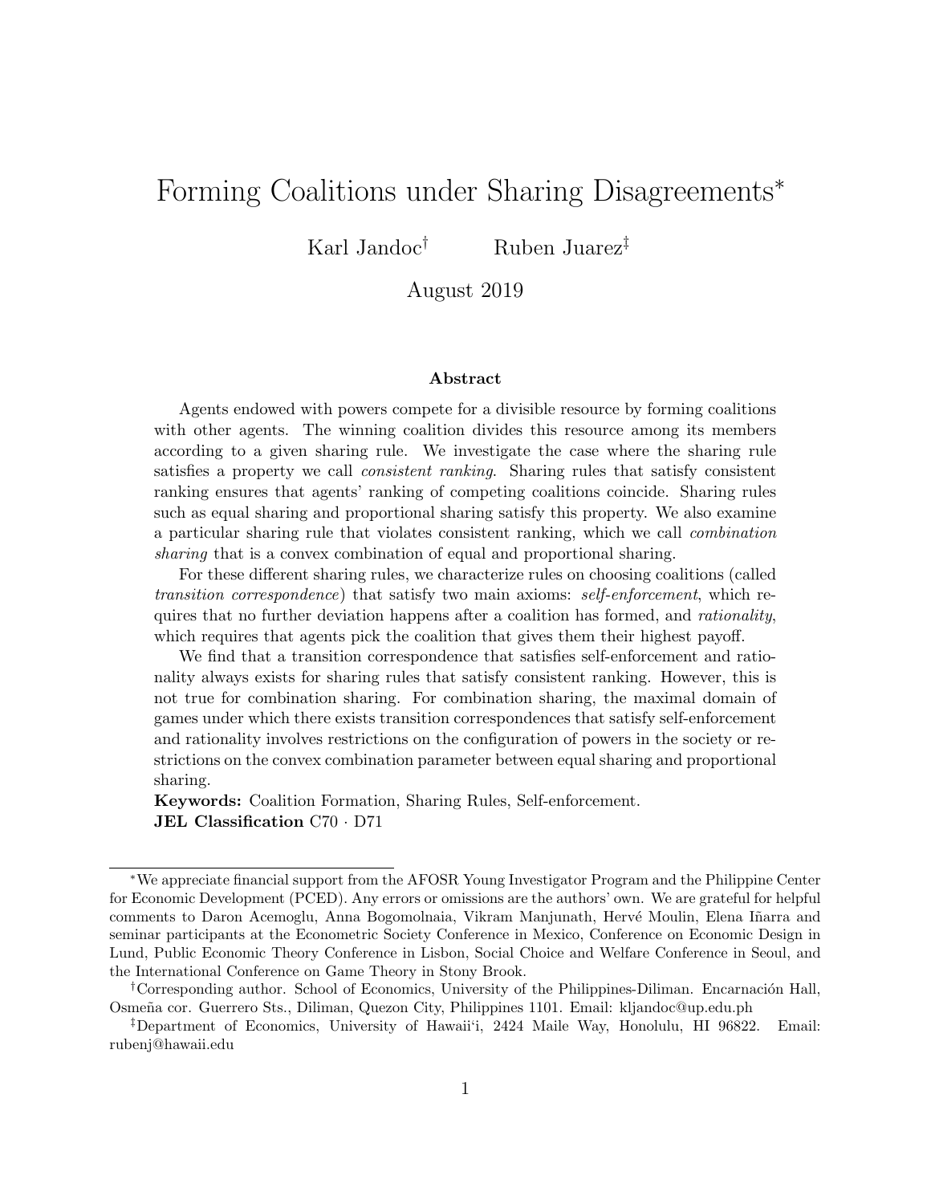# Forming Coalitions under Sharing Disagreements*

Karl Jandoc† Ruben Juarez‡

August 2019

### Abstract

Agents endowed with powers compete for a divisible resource by forming coalitions with other agents. The winning coalition divides this resource among its members according to a given sharing rule. We investigate the case where the sharing rule satisfies a property we call *consistent ranking*. Sharing rules that satisfy consistent ranking ensures that agents' ranking of competing coalitions coincide. Sharing rules such as equal sharing and proportional sharing satisfy this property. We also examine a particular sharing rule that violates consistent ranking, which we call *combination sharing* that is a convex combination of equal and proportional sharing.

For these different sharing rules, we characterize rules on choosing coalitions (called *transition correspondence*) that satisfy two main axioms: *self-enforcement*, which requires that no further deviation happens after a coalition has formed, and *rationality*, which requires that agents pick the coalition that gives them their highest payoff.

We find that a transition correspondence that satisfies self-enforcement and rationality always exists for sharing rules that satisfy consistent ranking. However, this is not true for combination sharing. For combination sharing, the maximal domain of games under which there exists transition correspondences that satisfy self-enforcement and rationality involves restrictions on the configuration of powers in the society or restrictions on the convex combination parameter between equal sharing and proportional sharing.

**Keywords:** Coalition Formation, Sharing Rules, Self-enforcement.
**JEL Classification** C70 · D71

---

*We appreciate financial support from the AFOSR Young Investigator Program and the Philippine Center for Economic Development (PCED). Any errors or omissions are the authors' own. We are grateful for helpful comments to Daron Acemoglu, Anna Bogomolnaia, Vikram Manjunath, Hervé Moulin, Elena Iñarra and seminar participants at the Econometric Society Conference in Mexico, Conference on Economic Design in Lund, Public Economic Theory Conference in Lisbon, Social Choice and Welfare Conference in Seoul, and the International Conference on Game Theory in Stony Brook.

†Corresponding author. School of Economics, University of the Philippines-Diliman. Encarnación Hall, Osmeña cor. Guerrero Sts., Diliman, Quezon City, Philippines 1101. Email: kljandoc@up.edu.ph

‡Department of Economics, University of Hawaii'i, 2424 Maile Way, Honolulu, HI 96822. Email: rubenj@hawaii.edu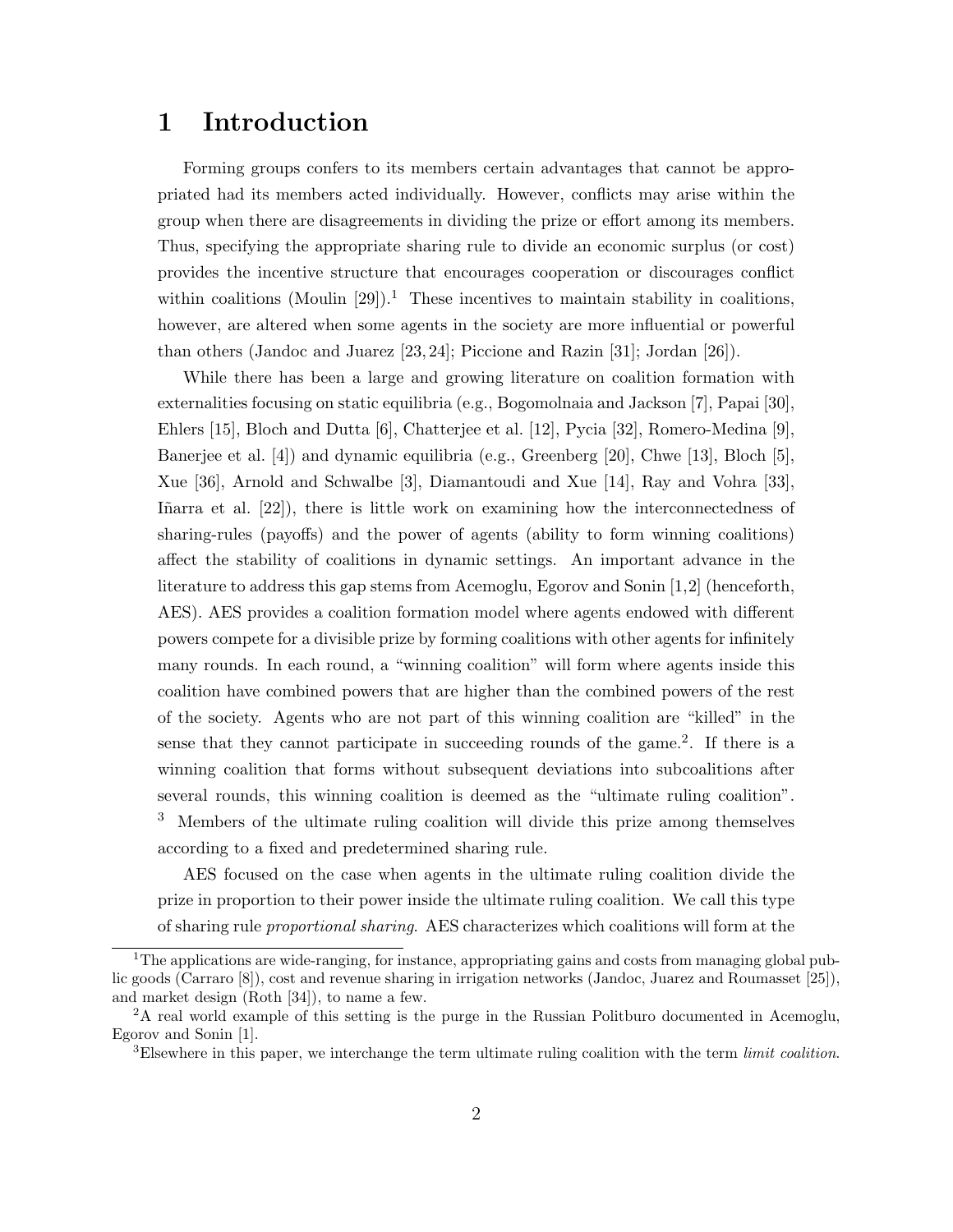# 1 Introduction

Forming groups confers to its members certain advantages that cannot be appropriated had its members acted individually. However, conflicts may arise within the group when there are disagreements in dividing the prize or effort among its members. Thus, specifying the appropriate sharing rule to divide an economic surplus (or cost) provides the incentive structure that encourages cooperation or discourages conflict within coalitions (Moulin [29]).[1] These incentives to maintain stability in coalitions, however, are altered when some agents in the society are more influential or powerful than others (Jandoc and Juarez [23, 24]; Piccione and Razin [31]; Jordan [26]).

While there has been a large and growing literature on coalition formation with externalities focusing on static equilibria (e.g., Bogomolnaia and Jackson [7], Papai [30], Ehlers [15], Bloch and Dutta [6], Chatterjee et al. [12], Pycia [32], Romero-Medina [9], Banerjee et al. [4]) and dynamic equilibria (e.g., Greenberg [20], Chwe [13], Bloch [5], Xue [36], Arnold and Schwalbe [3], Diamantoudi and Xue [14], Ray and Vohra [33], Iñarra et al. [22]), there is little work on examining how the interconnectedness of sharing-rules (payoffs) and the power of agents (ability to form winning coalitions) affect the stability of coalitions in dynamic settings. An important advance in the literature to address this gap stems from Acemoglu, Egorov and Sonin [1,2] (henceforth, AES). AES provides a coalition formation model where agents endowed with different powers compete for a divisible prize by forming coalitions with other agents for infinitely many rounds. In each round, a "winning coalition" will form where agents inside this coalition have combined powers that are higher than the combined powers of the rest of the society. Agents who are not part of this winning coalition are "killed" in the sense that they cannot participate in succeeding rounds of the game.[2]. If there is a winning coalition that forms without subsequent deviations into subcoalitions after several rounds, this winning coalition is deemed as the "ultimate ruling coalition". [3] Members of the ultimate ruling coalition will divide this prize among themselves according to a fixed and predetermined sharing rule.

AES focused on the case when agents in the ultimate ruling coalition divide the prize in proportion to their power inside the ultimate ruling coalition. We call this type of sharing rule *proportional sharing*. AES characterizes which coalitions will form at the

[1] The applications are wide-ranging, for instance, appropriating gains and costs from managing global public goods (Carraro [8]), cost and revenue sharing in irrigation networks (Jandoc, Juarez and Roumasset [25]), and market design (Roth [34]), to name a few.

[2] A real world example of this setting is the purge in the Russian Politburo documented in Acemoglu, Egorov and Sonin [1].

[3] Elsewhere in this paper, we interchange the term ultimate ruling coalition with the term *limit coalition*.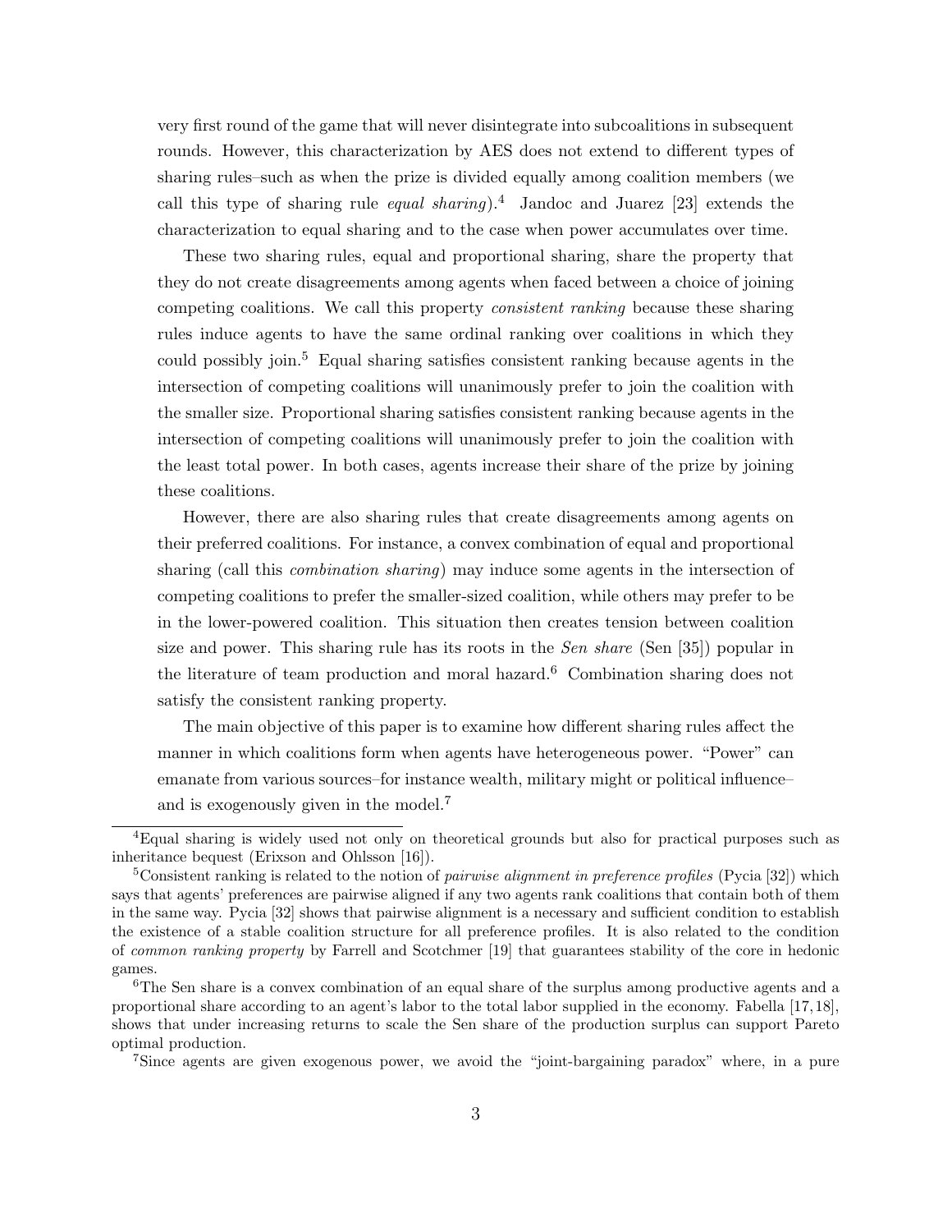very first round of the game that will never disintegrate into subcoalitions in subsequent rounds. However, this characterization by AES does not extend to different types of sharing rules–such as when the prize is divided equally among coalition members (we call this type of sharing rule *equal sharing*).[4] Jandoc and Juarez [23] extends the characterization to equal sharing and to the case when power accumulates over time.

These two sharing rules, equal and proportional sharing, share the property that they do not create disagreements among agents when faced between a choice of joining competing coalitions. We call this property *consistent ranking* because these sharing rules induce agents to have the same ordinal ranking over coalitions in which they could possibly join.[5] Equal sharing satisfies consistent ranking because agents in the intersection of competing coalitions will unanimously prefer to join the coalition with the smaller size. Proportional sharing satisfies consistent ranking because agents in the intersection of competing coalitions will unanimously prefer to join the coalition with the least total power. In both cases, agents increase their share of the prize by joining these coalitions.

However, there are also sharing rules that create disagreements among agents on their preferred coalitions. For instance, a convex combination of equal and proportional sharing (call this *combination sharing*) may induce some agents in the intersection of competing coalitions to prefer the smaller-sized coalition, while others may prefer to be in the lower-powered coalition. This situation then creates tension between coalition size and power. This sharing rule has its roots in the *Sen share* (Sen [35]) popular in the literature of team production and moral hazard.[6] Combination sharing does not satisfy the consistent ranking property.

The main objective of this paper is to examine how different sharing rules affect the manner in which coalitions form when agents have heterogeneous power. "Power" can emanate from various sources–for instance wealth, military might or political influence–and is exogenously given in the model.[7]

---

[4] Equal sharing is widely used not only on theoretical grounds but also for practical purposes such as inheritance bequest (Erixson and Ohlsson [16]).

[5] Consistent ranking is related to the notion of *pairwise alignment in preference profiles* (Pycia [32]) which says that agents' preferences are pairwise aligned if any two agents rank coalitions that contain both of them in the same way. Pycia [32] shows that pairwise alignment is a necessary and sufficient condition to establish the existence of a stable coalition structure for all preference profiles. It is also related to the condition of *common ranking property* by Farrell and Scotchmer [19] that guarantees stability of the core in hedonic games.

[6] The Sen share is a convex combination of an equal share of the surplus among productive agents and a proportional share according to an agent's labor to the total labor supplied in the economy. Fabella [17,18], shows that under increasing returns to scale the Sen share of the production surplus can support Pareto optimal production.

[7] Since agents are given exogenous power, we avoid the "joint-bargaining paradox" where, in a pure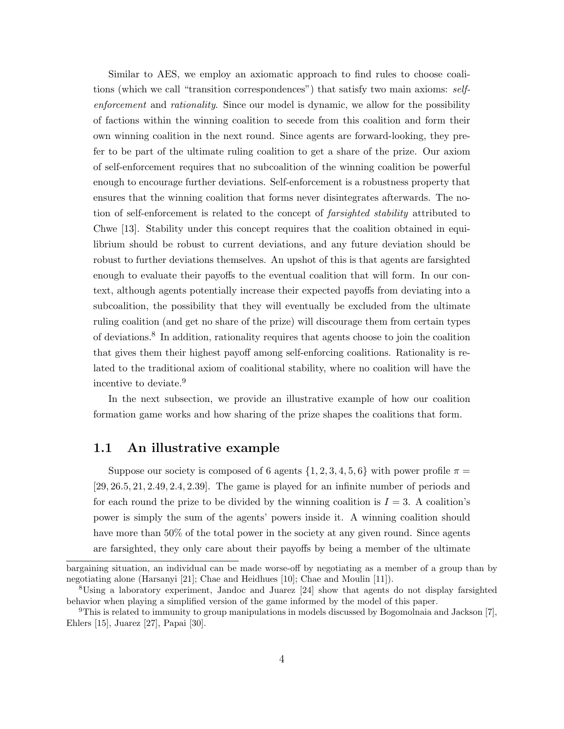Similar to AES, we employ an axiomatic approach to find rules to choose coalitions (which we call "transition correspondences") that satisfy two main axioms: *self-enforcement* and *rationality*. Since our model is dynamic, we allow for the possibility of factions within the winning coalition to secede from this coalition and form their own winning coalition in the next round. Since agents are forward-looking, they prefer to be part of the ultimate ruling coalition to get a share of the prize. Our axiom of self-enforcement requires that no subcoalition of the winning coalition be powerful enough to encourage further deviations. Self-enforcement is a robustness property that ensures that the winning coalition that forms never disintegrates afterwards. The notion of self-enforcement is related to the concept of *farsighted stability* attributed to Chwe [13]. Stability under this concept requires that the coalition obtained in equilibrium should be robust to current deviations, and any future deviation should be robust to further deviations themselves. An upshot of this is that agents are farsighted enough to evaluate their payoffs to the eventual coalition that will form. In our context, although agents potentially increase their expected payoffs from deviating into a subcoalition, the possibility that they will eventually be excluded from the ultimate ruling coalition (and get no share of the prize) will discourage them from certain types of deviations.[8] In addition, rationality requires that agents choose to join the coalition that gives them their highest payoff among self-enforcing coalitions. Rationality is related to the traditional axiom of coalitional stability, where no coalition will have the incentive to deviate.[9]

In the next subsection, we provide an illustrative example of how our coalition formation game works and how sharing of the prize shapes the coalitions that form.

## 1.1 An illustrative example

Suppose our society is composed of 6 agents $\{1, 2, 3, 4, 5, 6\}$ with power profile $\pi = [29, 26.5, 21, 2.49, 2.4, 2.39]$. The game is played for an infinite number of periods and for each round the prize to be divided by the winning coalition is $I = 3$. A coalition's power is simply the sum of the agents' powers inside it. A winning coalition should have more than 50% of the total power in the society at any given round. Since agents are farsighted, they only care about their payoffs by being a member of the ultimate

---

bargaining situation, an individual can be made worse-off by negotiating as a member of a group than by negotiating alone (Harsanyi [21]; Chae and Heidhues [10]; Chae and Moulin [11]).

[8] Using a laboratory experiment, Jandoc and Juarez [24] show that agents do not display farsighted behavior when playing a simplified version of the game informed by the model of this paper.

[9] This is related to immunity to group manipulations in models discussed by Bogomolnaia and Jackson [7], Ehlers [15], Juarez [27], Papai [30].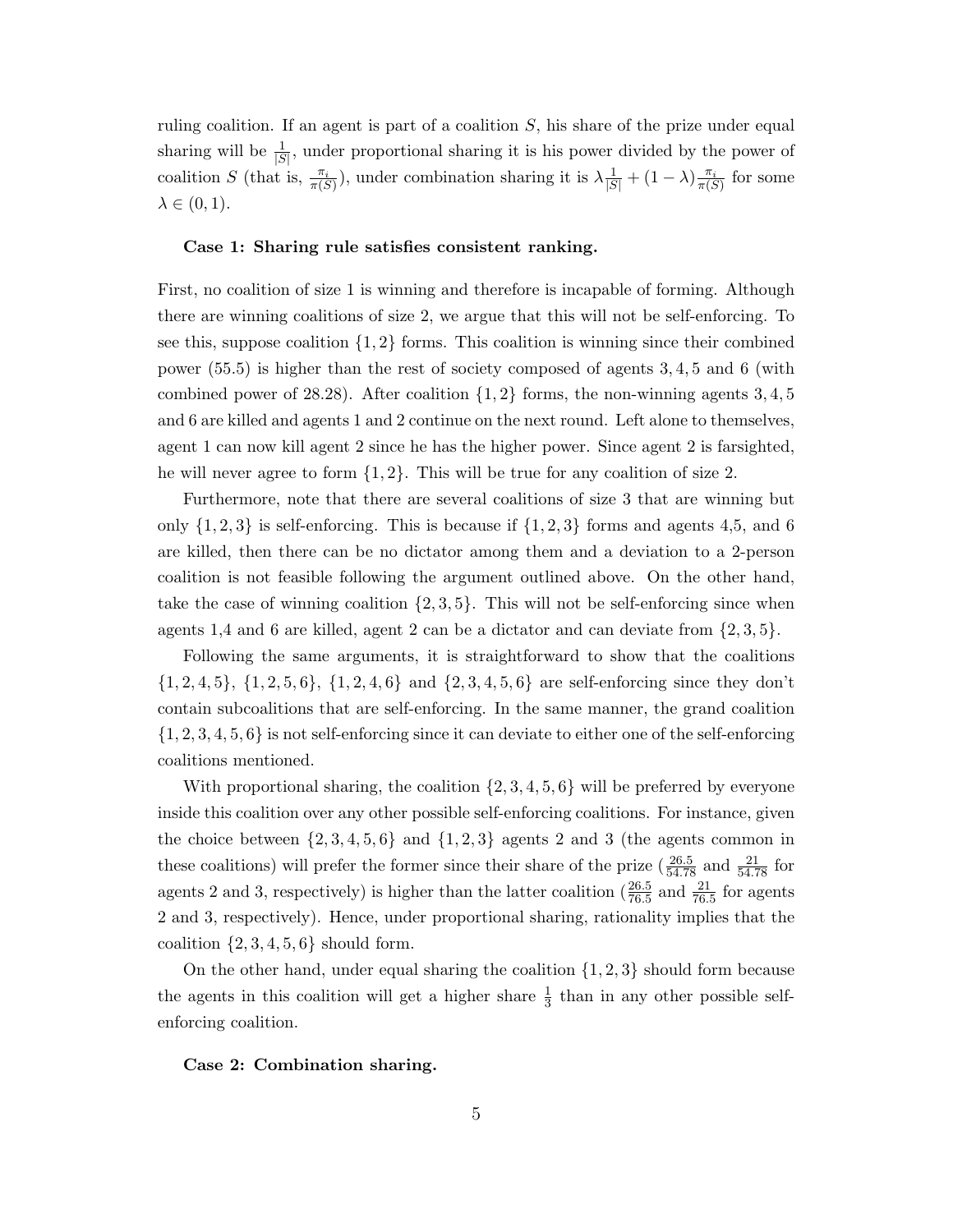ruling coalition. If an agent is part of a coalition $S$, his share of the prize under equal sharing will be $\frac{1}{|S|}$, under proportional sharing it is his power divided by the power of coalition $S$ (that is, $\frac{\pi_i}{\pi(S)}$), under combination sharing it is $\lambda\frac{1}{|S|} + (1-\lambda)\frac{\pi_i}{\pi(S)}$ for some $\lambda \in (0,1)$.

**Case 1: Sharing rule satisfies consistent ranking.**

First, no coalition of size 1 is winning and therefore is incapable of forming. Although there are winning coalitions of size 2, we argue that this will not be self-enforcing. To see this, suppose coalition $\{1,2\}$ forms. This coalition is winning since their combined power (55.5) is higher than the rest of society composed of agents 3, 4, 5 and 6 (with combined power of 28.28). After coalition $\{1,2\}$ forms, the non-winning agents 3, 4, 5 and 6 are killed and agents 1 and 2 continue on the next round. Left alone to themselves, agent 1 can now kill agent 2 since he has the higher power. Since agent 2 is farsighted, he will never agree to form $\{1,2\}$. This will be true for any coalition of size 2.

Furthermore, note that there are several coalitions of size 3 that are winning but only $\{1,2,3\}$ is self-enforcing. This is because if $\{1,2,3\}$ forms and agents 4,5, and 6 are killed, then there can be no dictator among them and a deviation to a 2-person coalition is not feasible following the argument outlined above. On the other hand, take the case of winning coalition $\{2,3,5\}$. This will not be self-enforcing since when agents 1,4 and 6 are killed, agent 2 can be a dictator and can deviate from $\{2,3,5\}$.

Following the same arguments, it is straightforward to show that the coalitions $\{1,2,4,5\}$, $\{1,2,5,6\}$, $\{1,2,4,6\}$ and $\{2,3,4,5,6\}$ are self-enforcing since they don't contain subcoalitions that are self-enforcing. In the same manner, the grand coalition $\{1,2,3,4,5,6\}$ is not self-enforcing since it can deviate to either one of the self-enforcing coalitions mentioned.

With proportional sharing, the coalition $\{2,3,4,5,6\}$ will be preferred by everyone inside this coalition over any other possible self-enforcing coalitions. For instance, given the choice between $\{2,3,4,5,6\}$ and $\{1,2,3\}$ agents 2 and 3 (the agents common in these coalitions) will prefer the former since their share of the prize ($\frac{26.5}{54.78}$ and $\frac{21}{54.78}$ for agents 2 and 3, respectively) is higher than the latter coalition ($\frac{26.5}{76.5}$ and $\frac{21}{76.5}$ for agents 2 and 3, respectively). Hence, under proportional sharing, rationality implies that the coalition $\{2,3,4,5,6\}$ should form.

On the other hand, under equal sharing the coalition $\{1,2,3\}$ should form because the agents in this coalition will get a higher share $\frac{1}{3}$ than in any other possible self-enforcing coalition.

**Case 2: Combination sharing.**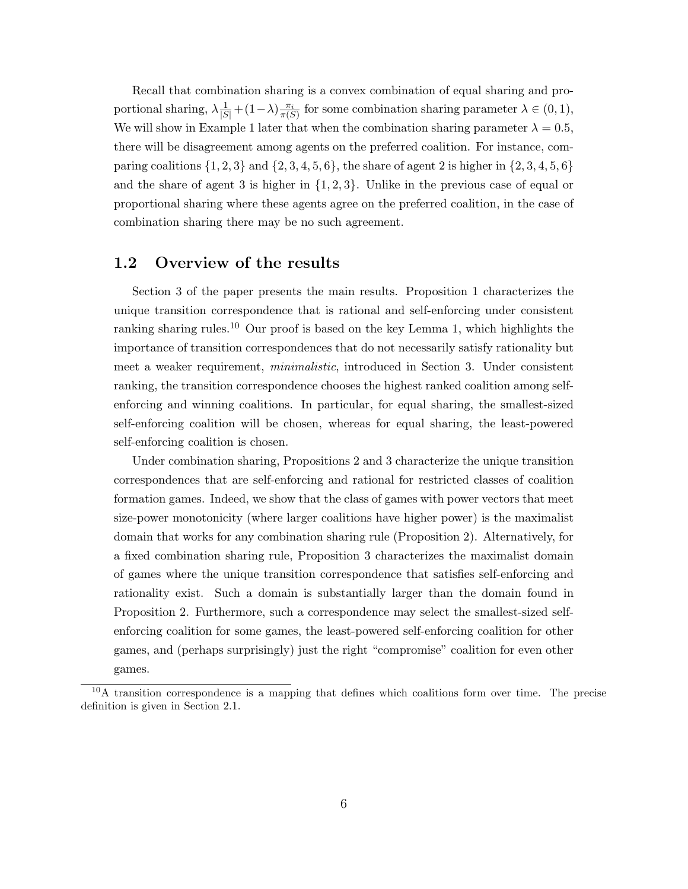Recall that combination sharing is a convex combination of equal sharing and proportional sharing, $\lambda \frac{1}{|S|} + (1-\lambda)\frac{\pi_i}{\pi(S)}$ for some combination sharing parameter $\lambda \in (0, 1)$, We will show in Example 1 later that when the combination sharing parameter $\lambda = 0.5$, there will be disagreement among agents on the preferred coalition. For instance, comparing coalitions $\{1, 2, 3\}$ and $\{2, 3, 4, 5, 6\}$, the share of agent 2 is higher in $\{2, 3, 4, 5, 6\}$ and the share of agent 3 is higher in $\{1, 2, 3\}$. Unlike in the previous case of equal or proportional sharing where these agents agree on the preferred coalition, in the case of combination sharing there may be no such agreement.

## 1.2 Overview of the results

Section 3 of the paper presents the main results. Proposition 1 characterizes the unique transition correspondence that is rational and self-enforcing under consistent ranking sharing rules.[10] Our proof is based on the key Lemma 1, which highlights the importance of transition correspondences that do not necessarily satisfy rationality but meet a weaker requirement, *minimalistic*, introduced in Section 3. Under consistent ranking, the transition correspondence chooses the highest ranked coalition among self-enforcing and winning coalitions. In particular, for equal sharing, the smallest-sized self-enforcing coalition will be chosen, whereas for equal sharing, the least-powered self-enforcing coalition is chosen.

Under combination sharing, Propositions 2 and 3 characterize the unique transition correspondences that are self-enforcing and rational for restricted classes of coalition formation games. Indeed, we show that the class of games with power vectors that meet size-power monotonicity (where larger coalitions have higher power) is the maximalist domain that works for any combination sharing rule (Proposition 2). Alternatively, for a fixed combination sharing rule, Proposition 3 characterizes the maximalist domain of games where the unique transition correspondence that satisfies self-enforcing and rationality exist. Such a domain is substantially larger than the domain found in Proposition 2. Furthermore, such a correspondence may select the smallest-sized self-enforcing coalition for some games, the least-powered self-enforcing coalition for other games, and (perhaps surprisingly) just the right "compromise" coalition for even other games.

[10] A transition correspondence is a mapping that defines which coalitions form over time. The precise definition is given in Section 2.1.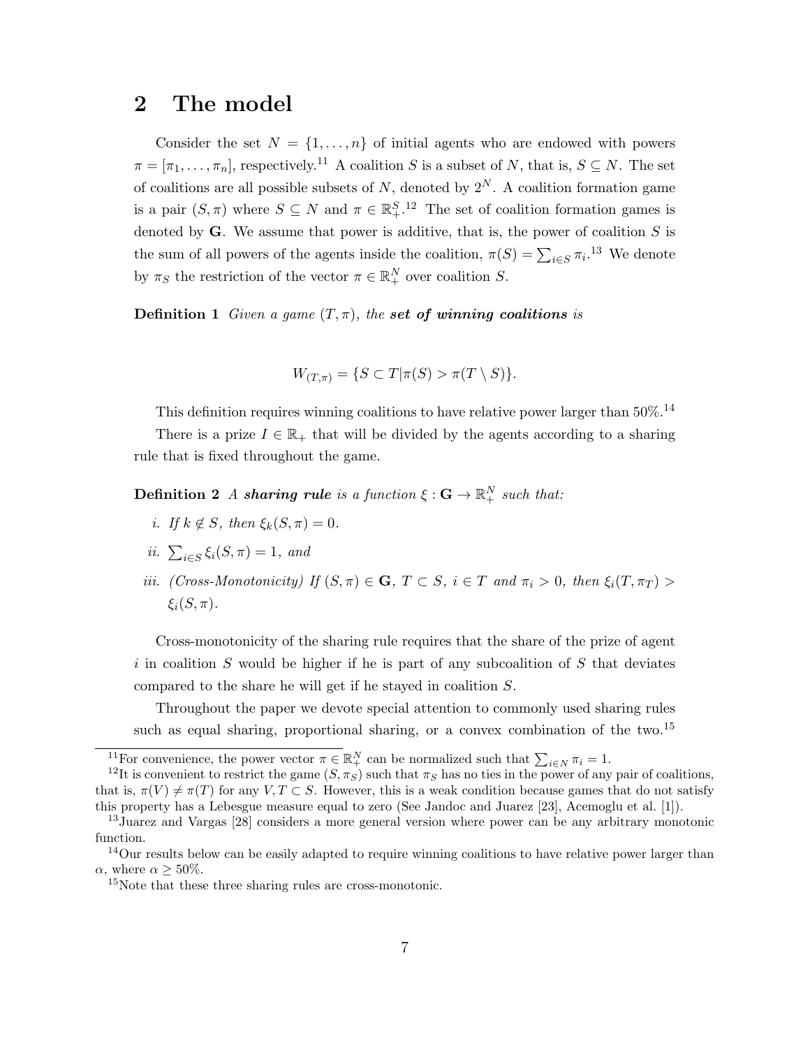## 2 The model

Consider the set $N = \{1, \ldots, n\}$ of initial agents who are endowed with powers $\pi = [\pi_1, \ldots, \pi_n]$, respectively.[11] A coalition $S$ is a subset of $N$, that is, $S \subseteq N$. The set of coalitions are all possible subsets of $N$, denoted by $2^N$. A coalition formation game is a pair $(S, \pi)$ where $S \subseteq N$ and $\pi \in \mathbb{R}^S_+$.[12] The set of coalition formation games is denoted by $\mathbf{G}$. We assume that power is additive, that is, the power of coalition $S$ is the sum of all powers of the agents inside the coalition, $\pi(S) = \sum_{i \in S} \pi_i$.[13] We denote by $\pi_S$ the restriction of the vector $\pi \in \mathbb{R}^N_+$ over coalition $S$.

**Definition 1** *Given a game $(T, \pi)$, the **set of winning coalitions** is*

$$W_{(T,\pi)} = \{S \subset T | \pi(S) > \pi(T \setminus S)\}.$$

This definition requires winning coalitions to have relative power larger than 50%.[14]

There is a prize $I \in \mathbb{R}_+$ that will be divided by the agents according to a sharing rule that is fixed throughout the game.

**Definition 2** *A **sharing rule** is a function $\xi : \mathbf{G} \to \mathbb{R}^N_+$ such that:*

*i. If $k \notin S$, then $\xi_k(S, \pi) = 0$.*

*ii. $\sum_{i \in S} \xi_i(S, \pi) = 1$, and*

*iii. (Cross-Monotonicity) If $(S, \pi) \in \mathbf{G}$, $T \subset S$, $i \in T$ and $\pi_i > 0$, then $\xi_i(T, \pi_T) > \xi_i(S, \pi)$.*

Cross-monotonicity of the sharing rule requires that the share of the prize of agent $i$ in coalition $S$ would be higher if he is part of any subcoalition of $S$ that deviates compared to the share he will get if he stayed in coalition $S$.

Throughout the paper we devote special attention to commonly used sharing rules such as equal sharing, proportional sharing, or a convex combination of the two.[15]

---

[11] For convenience, the power vector $\pi \in \mathbb{R}^N_+$ can be normalized such that $\sum_{i \in N} \pi_i = 1$.

[12] It is convenient to restrict the game $(S, \pi_S)$ such that $\pi_S$ has no ties in the power of any pair of coalitions, that is, $\pi(V) \neq \pi(T)$ for any $V, T \subset S$. However, this is a weak condition because games that do not satisfy this property has a Lebesgue measure equal to zero (See Jandoc and Juarez [23], Acemoglu et al. [1]).

[13] Juarez and Vargas [28] considers a more general version where power can be any arbitrary monotonic function.

[14] Our results below can be easily adapted to require winning coalitions to have relative power larger than $\alpha$, where $\alpha \geq 50\%$.

[15] Note that these three sharing rules are cross-monotonic.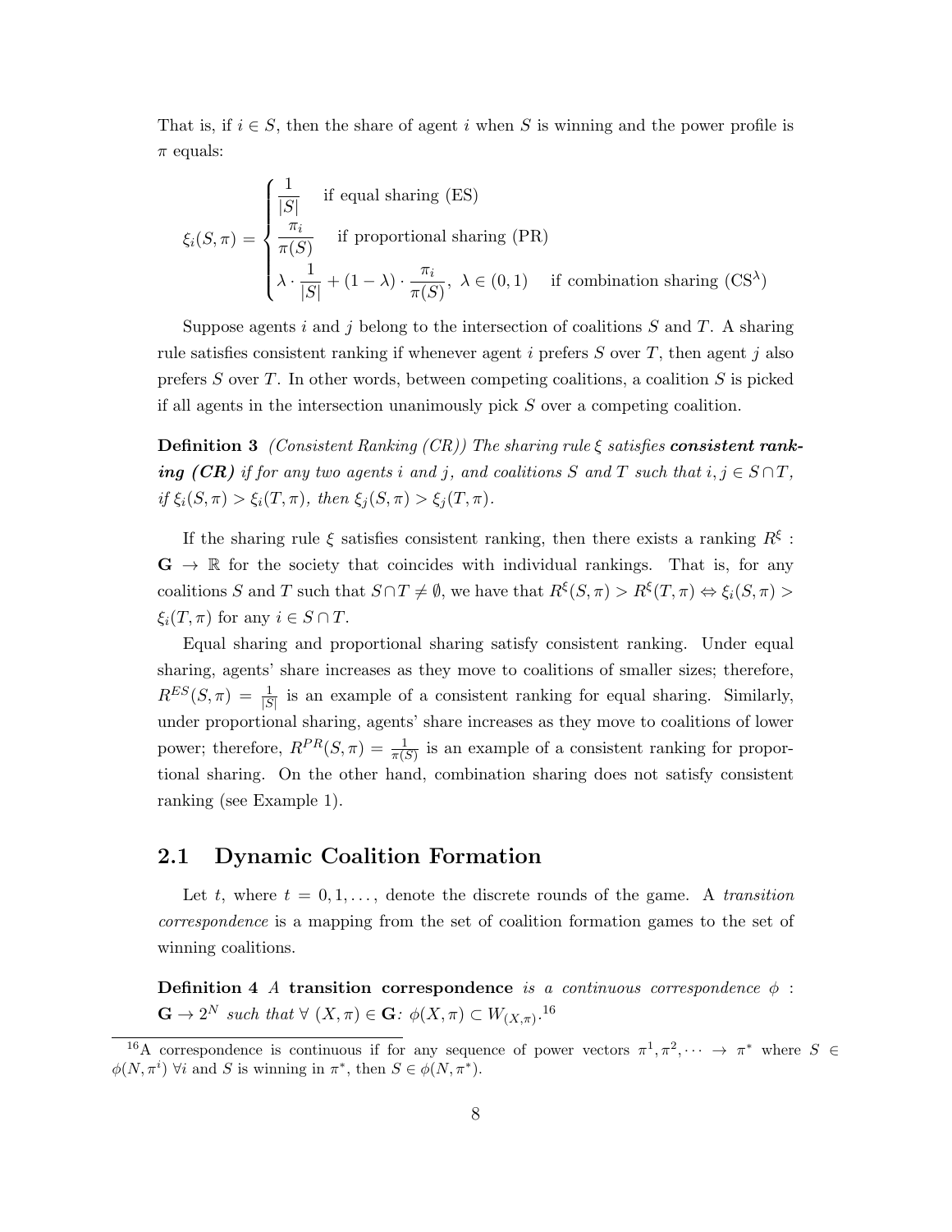That is, if $i \in S$, then the share of agent $i$ when $S$ is winning and the power profile is $\pi$ equals:

$$
\xi_i(S,\pi) = \begin{cases} \dfrac{1}{|S|} & \text{if equal sharing (ES)} \\ \dfrac{\pi_i}{\pi(S)} & \text{if proportional sharing (PR)} \\ \lambda \cdot \dfrac{1}{|S|} + (1-\lambda) \cdot \dfrac{\pi_i}{\pi(S)},\ \lambda \in (0,1) & \text{if combination sharing (CS}^{\lambda}\text{)} \end{cases}
$$

Suppose agents $i$ and $j$ belong to the intersection of coalitions $S$ and $T$. A sharing rule satisfies consistent ranking if whenever agent $i$ prefers $S$ over $T$, then agent $j$ also prefers $S$ over $T$. In other words, between competing coalitions, a coalition $S$ is picked if all agents in the intersection unanimously pick $S$ over a competing coalition.

**Definition 3** *(Consistent Ranking (CR)) The sharing rule $\xi$ satisfies **consistent ranking (CR)** if for any two agents $i$ and $j$, and coalitions $S$ and $T$ such that $i, j \in S \cap T$, if $\xi_i(S,\pi) > \xi_i(T,\pi)$, then $\xi_j(S,\pi) > \xi_j(T,\pi)$.*

If the sharing rule $\xi$ satisfies consistent ranking, then there exists a ranking $R^{\xi}$ : $\mathbf{G} \to \mathbb{R}$ for the society that coincides with individual rankings. That is, for any coalitions $S$ and $T$ such that $S \cap T \neq \emptyset$, we have that $R^{\xi}(S,\pi) > R^{\xi}(T,\pi) \Leftrightarrow \xi_i(S,\pi) > \xi_i(T,\pi)$ for any $i \in S \cap T$.

Equal sharing and proportional sharing satisfy consistent ranking. Under equal sharing, agents' share increases as they move to coalitions of smaller sizes; therefore, $R^{ES}(S,\pi) = \frac{1}{|S|}$ is an example of a consistent ranking for equal sharing. Similarly, under proportional sharing, agents' share increases as they move to coalitions of lower power; therefore, $R^{PR}(S,\pi) = \frac{1}{\pi(S)}$ is an example of a consistent ranking for proportional sharing. On the other hand, combination sharing does not satisfy consistent ranking (see Example 1).

## 2.1 Dynamic Coalition Formation

Let $t$, where $t = 0, 1, \dots$, denote the discrete rounds of the game. A *transition correspondence* is a mapping from the set of coalition formation games to the set of winning coalitions.

**Definition 4** *A **transition correspondence** is a continuous correspondence $\phi$ : $\mathbf{G} \to 2^N$ such that $\forall$ $(X,\pi) \in \mathbf{G}$: $\phi(X,\pi) \subset W_{(X,\pi)}$.*[16]

[16] A correspondence is continuous if for any sequence of power vectors $\pi^1, \pi^2, \cdots \to \pi^*$ where $S \in \phi(N, \pi^i)$ $\forall i$ and $S$ is winning in $\pi^*$, then $S \in \phi(N, \pi^*)$.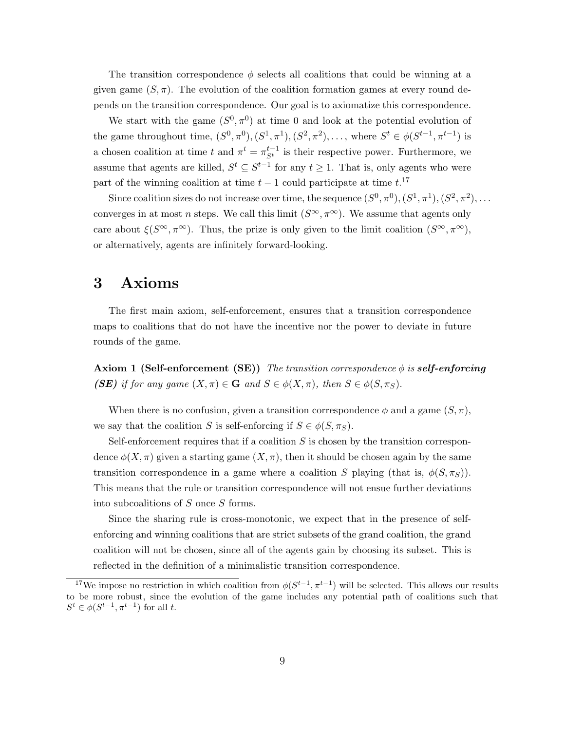The transition correspondence $\phi$ selects all coalitions that could be winning at a given game $(S, \pi)$. The evolution of the coalition formation games at every round depends on the transition correspondence. Our goal is to axiomatize this correspondence.

We start with the game $(S^0, \pi^0)$ at time 0 and look at the potential evolution of the game throughout time, $(S^0, \pi^0), (S^1, \pi^1), (S^2, \pi^2), \ldots$, where $S^t \in \phi(S^{t-1}, \pi^{t-1})$ is a chosen coalition at time $t$ and $\pi^t = \pi^{t-1}_{S^t}$ is their respective power. Furthermore, we assume that agents are killed, $S^t \subseteq S^{t-1}$ for any $t \geq 1$. That is, only agents who were part of the winning coalition at time $t-1$ could participate at time $t$.[17]

Since coalition sizes do not increase over time, the sequence $(S^0, \pi^0), (S^1, \pi^1), (S^2, \pi^2), \ldots$ converges in at most $n$ steps. We call this limit $(S^\infty, \pi^\infty)$. We assume that agents only care about $\xi(S^\infty, \pi^\infty)$. Thus, the prize is only given to the limit coalition $(S^\infty, \pi^\infty)$, or alternatively, agents are infinitely forward-looking.

# 3 Axioms

The first main axiom, self-enforcement, ensures that a transition correspondence maps to coalitions that do not have the incentive nor the power to deviate in future rounds of the game.

**Axiom 1 (Self-enforcement (SE))** *The transition correspondence $\phi$ is **self-enforcing (SE)** if for any game $(X, \pi) \in \mathbf{G}$ and $S \in \phi(X, \pi)$, then $S \in \phi(S, \pi_S)$.*

When there is no confusion, given a transition correspondence $\phi$ and a game $(S, \pi)$, we say that the coalition $S$ is self-enforcing if $S \in \phi(S, \pi_S)$.

Self-enforcement requires that if a coalition $S$ is chosen by the transition correspondence $\phi(X, \pi)$ given a starting game $(X, \pi)$, then it should be chosen again by the same transition correspondence in a game where a coalition $S$ playing (that is, $\phi(S, \pi_S)$). This means that the rule or transition correspondence will not ensue further deviations into subcoalitions of $S$ once $S$ forms.

Since the sharing rule is cross-monotonic, we expect that in the presence of self-enforcing and winning coalitions that are strict subsets of the grand coalition, the grand coalition will not be chosen, since all of the agents gain by choosing its subset. This is reflected in the definition of a minimalistic transition correspondence.

[17] We impose no restriction in which coalition from $\phi(S^{t-1}, \pi^{t-1})$ will be selected. This allows our results to be more robust, since the evolution of the game includes any potential path of coalitions such that $S^t \in \phi(S^{t-1}, \pi^{t-1})$ for all $t$.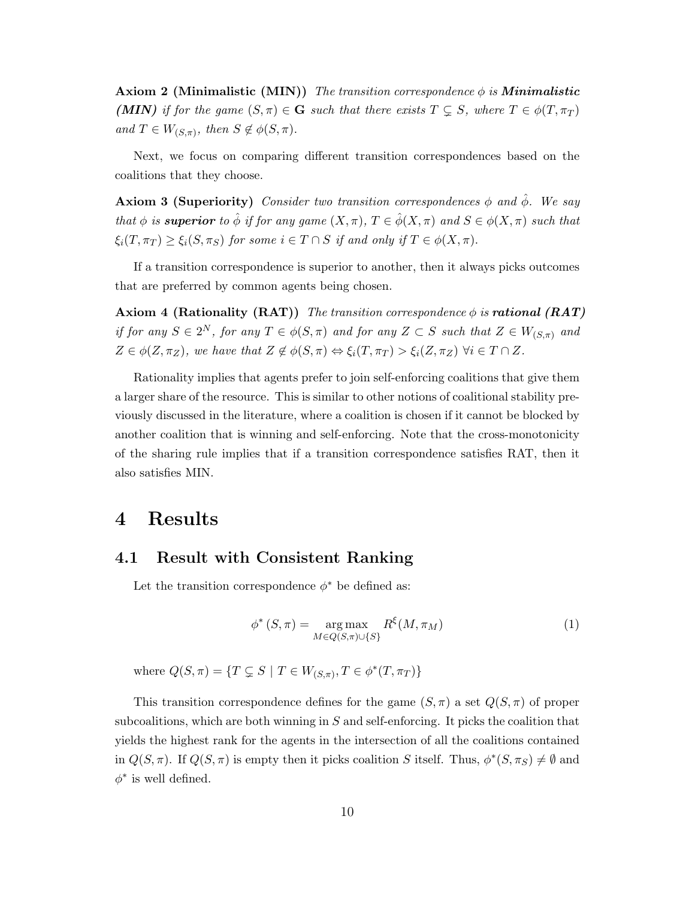**Axiom 2 (Minimalistic (MIN))** *The transition correspondence $\phi$ is **Minimalistic (MIN)** if for the game $(S, \pi) \in \mathbf{G}$ such that there exists $T \subsetneq S$, where $T \in \phi(T, \pi_T)$ and $T \in W_{(S,\pi)}$, then $S \notin \phi(S, \pi)$.*

Next, we focus on comparing different transition correspondences based on the coalitions that they choose.

**Axiom 3 (Superiority)** *Consider two transition correspondences $\phi$ and $\hat{\phi}$. We say that $\phi$ is **superior** to $\hat{\phi}$ if for any game $(X, \pi)$, $T \in \hat{\phi}(X, \pi)$ and $S \in \phi(X, \pi)$ such that $\xi_i(T, \pi_T) \geq \xi_i(S, \pi_S)$ for some $i \in T \cap S$ if and only if $T \in \phi(X, \pi)$.*

If a transition correspondence is superior to another, then it always picks outcomes that are preferred by common agents being chosen.

**Axiom 4 (Rationality (RAT))** *The transition correspondence $\phi$ is **rational (RAT)** if for any $S \in 2^N$, for any $T \in \phi(S, \pi)$ and for any $Z \subset S$ such that $Z \in W_{(S,\pi)}$ and $Z \in \phi(Z, \pi_Z)$, we have that $Z \notin \phi(S, \pi) \Leftrightarrow \xi_i(T, \pi_T) > \xi_i(Z, \pi_Z)$ $\forall i \in T \cap Z$.*

Rationality implies that agents prefer to join self-enforcing coalitions that give them a larger share of the resource. This is similar to other notions of coalitional stability previously discussed in the literature, where a coalition is chosen if it cannot be blocked by another coalition that is winning and self-enforcing. Note that the cross-monotonicity of the sharing rule implies that if a transition correspondence satisfies RAT, then it also satisfies MIN.

# 4 Results

## 4.1 Result with Consistent Ranking

Let the transition correspondence $\phi^*$ be defined as:

$$\phi^*(S, \pi) = \underset{M \in Q(S,\pi) \cup \{S\}}{\arg\max} R^{\xi}(M, \pi_M) \tag{1}$$

where $Q(S, \pi) = \{T \subsetneq S \mid T \in W_{(S,\pi)}, T \in \phi^*(T, \pi_T)\}$

This transition correspondence defines for the game $(S, \pi)$ a set $Q(S, \pi)$ of proper subcoalitions, which are both winning in $S$ and self-enforcing. It picks the coalition that yields the highest rank for the agents in the intersection of all the coalitions contained in $Q(S, \pi)$. If $Q(S, \pi)$ is empty then it picks coalition $S$ itself. Thus, $\phi^*(S, \pi_S) \neq \emptyset$ and $\phi^*$ is well defined.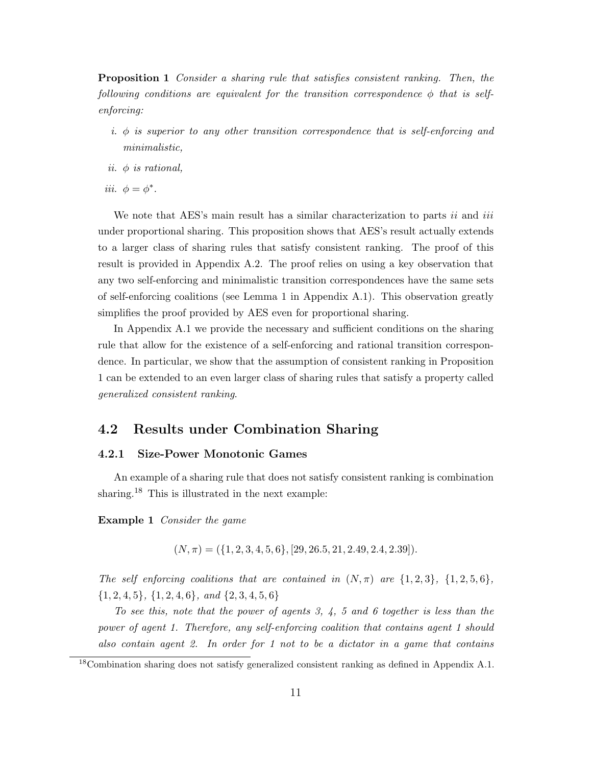**Proposition 1** *Consider a sharing rule that satisfies consistent ranking. Then, the following conditions are equivalent for the transition correspondence $\phi$ that is self-enforcing:*

*i. $\phi$ is superior to any other transition correspondence that is self-enforcing and minimalistic,*

*ii. $\phi$ is rational,*

*iii. $\phi = \phi^*$.*

We note that AES's main result has a similar characterization to parts *ii* and *iii* under proportional sharing. This proposition shows that AES's result actually extends to a larger class of sharing rules that satisfy consistent ranking. The proof of this result is provided in Appendix A.2. The proof relies on using a key observation that any two self-enforcing and minimalistic transition correspondences have the same sets of self-enforcing coalitions (see Lemma 1 in Appendix A.1). This observation greatly simplifies the proof provided by AES even for proportional sharing.

In Appendix A.1 we provide the necessary and sufficient conditions on the sharing rule that allow for the existence of a self-enforcing and rational transition correspondence. In particular, we show that the assumption of consistent ranking in Proposition 1 can be extended to an even larger class of sharing rules that satisfy a property called *generalized consistent ranking*.

## 4.2 Results under Combination Sharing

### 4.2.1 Size-Power Monotonic Games

An example of a sharing rule that does not satisfy consistent ranking is combination sharing.[18] This is illustrated in the next example:

**Example 1** *Consider the game*

$$(N, \pi) = (\{1, 2, 3, 4, 5, 6\}, [29, 26.5, 21, 2.49, 2.4, 2.39]).$$

*The self enforcing coalitions that are contained in $(N, \pi)$ are $\{1, 2, 3\}$, $\{1, 2, 5, 6\}$, $\{1, 2, 4, 5\}$, $\{1, 2, 4, 6\}$, and $\{2, 3, 4, 5, 6\}$*

*To see this, note that the power of agents 3, 4, 5 and 6 together is less than the power of agent 1. Therefore, any self-enforcing coalition that contains agent 1 should also contain agent 2. In order for 1 not to be a dictator in a game that contains*

[18] Combination sharing does not satisfy generalized consistent ranking as defined in Appendix A.1.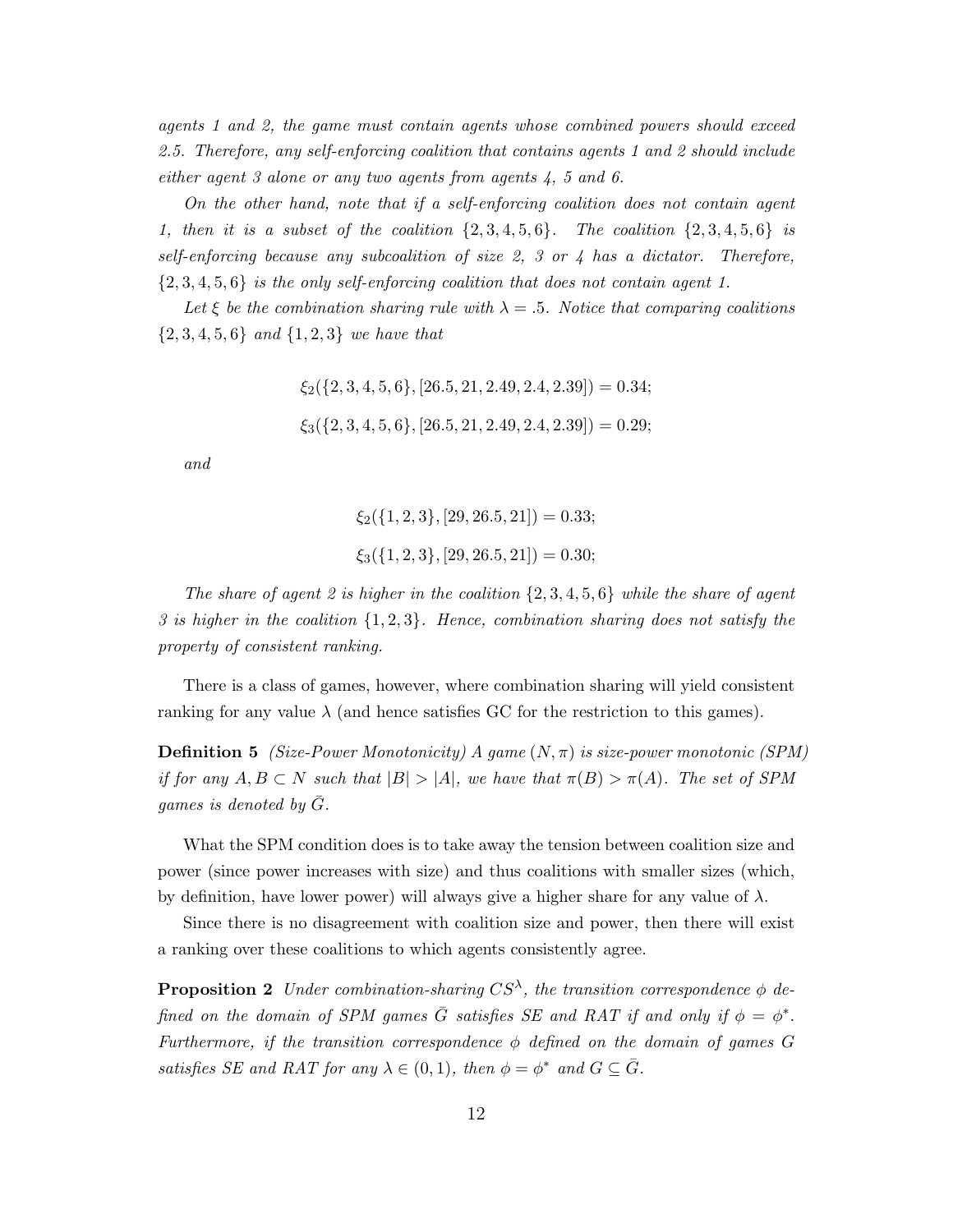*agents 1 and 2, the game must contain agents whose combined powers should exceed 2.5. Therefore, any self-enforcing coalition that contains agents 1 and 2 should include either agent 3 alone or any two agents from agents 4, 5 and 6.*

*On the other hand, note that if a self-enforcing coalition does not contain agent 1, then it is a subset of the coalition $\{2,3,4,5,6\}$. The coalition $\{2,3,4,5,6\}$ is self-enforcing because any subcoalition of size 2, 3 or 4 has a dictator. Therefore, $\{2,3,4,5,6\}$ is the only self-enforcing coalition that does not contain agent 1.*

*Let $\xi$ be the combination sharing rule with $\lambda = .5$. Notice that comparing coalitions $\{2,3,4,5,6\}$ and $\{1,2,3\}$ we have that*

$$\xi_2(\{2,3,4,5,6\},[26.5,21,2.49,2.4,2.39]) = 0.34;$$

$$\xi_3(\{2,3,4,5,6\},[26.5,21,2.49,2.4,2.39]) = 0.29;$$

*and*

$$\xi_2(\{1,2,3\},[29,26.5,21]) = 0.33;$$

$$\xi_3(\{1,2,3\},[29,26.5,21]) = 0.30;$$

*The share of agent 2 is higher in the coalition $\{2,3,4,5,6\}$ while the share of agent 3 is higher in the coalition $\{1,2,3\}$. Hence, combination sharing does not satisfy the property of consistent ranking.*

There is a class of games, however, where combination sharing will yield consistent ranking for any value $\lambda$ (and hence satisfies GC for the restriction to this games).

**Definition 5** *(Size-Power Monotonicity) A game $(N,\pi)$ is size-power monotonic (SPM) if for any $A, B \subset N$ such that $|B| > |A|$, we have that $\pi(B) > \pi(A)$. The set of SPM games is denoted by $\bar{G}$.*

What the SPM condition does is to take away the tension between coalition size and power (since power increases with size) and thus coalitions with smaller sizes (which, by definition, have lower power) will always give a higher share for any value of $\lambda$.

Since there is no disagreement with coalition size and power, then there will exist a ranking over these coalitions to which agents consistently agree.

**Proposition 2** *Under combination-sharing $CS^{\lambda}$, the transition correspondence $\phi$ defined on the domain of SPM games $\bar{G}$ satisfies SE and RAT if and only if $\phi = \phi^*$. Furthermore, if the transition correspondence $\phi$ defined on the domain of games $G$ satisfies SE and RAT for any $\lambda \in (0,1)$, then $\phi = \phi^*$ and $G \subseteq \bar{G}$.*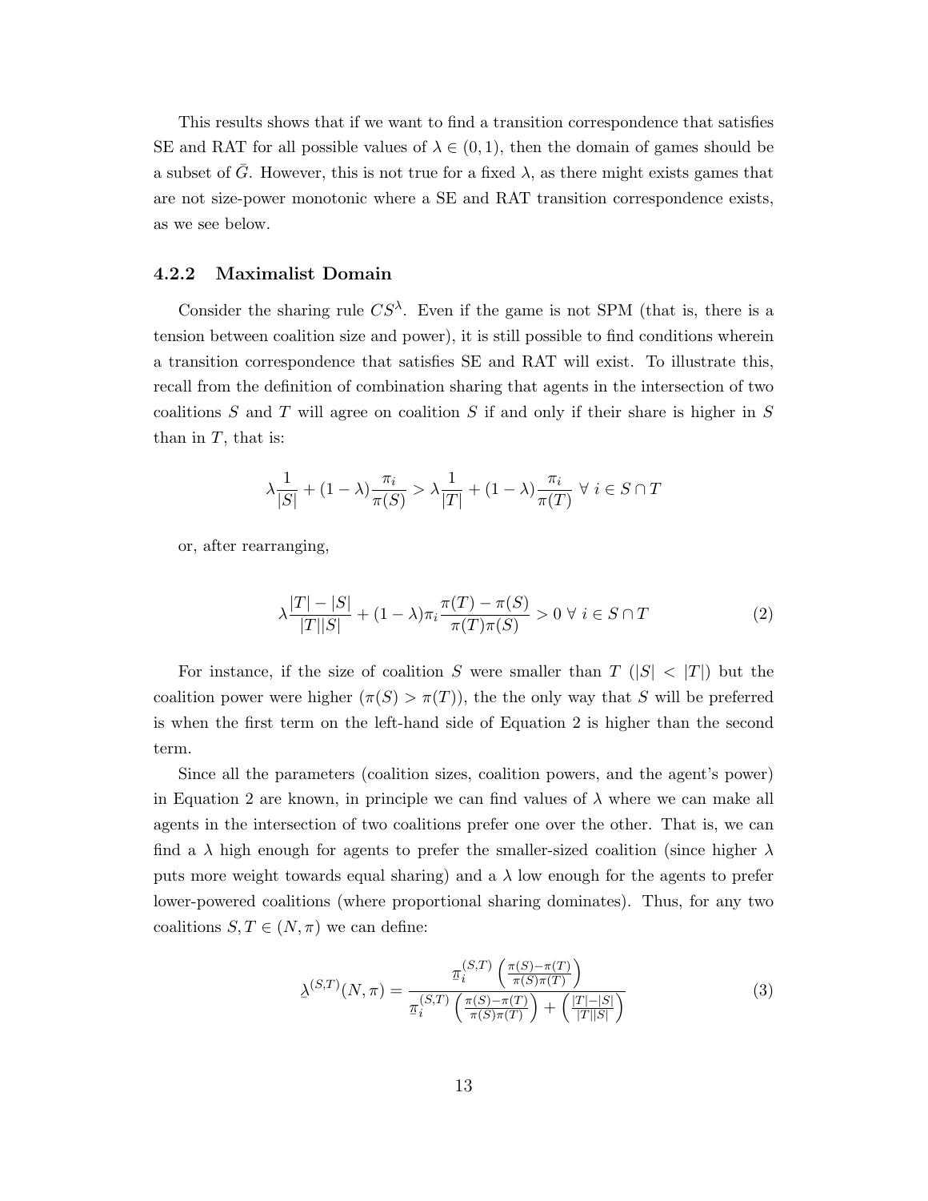This results shows that if we want to find a transition correspondence that satisfies SE and RAT for all possible values of $\lambda \in (0,1)$, then the domain of games should be a subset of $\bar{G}$. However, this is not true for a fixed $\lambda$, as there might exists games that are not size-power monotonic where a SE and RAT transition correspondence exists, as we see below.

### 4.2.2 Maximalist Domain

Consider the sharing rule $CS^{\lambda}$. Even if the game is not SPM (that is, there is a tension between coalition size and power), it is still possible to find conditions wherein a transition correspondence that satisfies SE and RAT will exist. To illustrate this, recall from the definition of combination sharing that agents in the intersection of two coalitions $S$ and $T$ will agree on coalition $S$ if and only if their share is higher in $S$ than in $T$, that is:

$$\lambda \frac{1}{|S|} + (1-\lambda)\frac{\pi_i}{\pi(S)} > \lambda \frac{1}{|T|} + (1-\lambda)\frac{\pi_i}{\pi(T)} \;\forall\; i \in S \cap T$$

or, after rearranging,

$$\lambda \frac{|T| - |S|}{|T||S|} + (1-\lambda)\pi_i \frac{\pi(T) - \pi(S)}{\pi(T)\pi(S)} > 0 \;\forall\; i \in S \cap T \tag{2}$$

For instance, if the size of coalition $S$ were smaller than $T$ ($|S| < |T|$) but the coalition power were higher ($\pi(S) > \pi(T)$), the the only way that $S$ will be preferred is when the first term on the left-hand side of Equation 2 is higher than the second term.

Since all the parameters (coalition sizes, coalition powers, and the agent's power) in Equation 2 are known, in principle we can find values of $\lambda$ where we can make all agents in the intersection of two coalitions prefer one over the other. That is, we can find a $\lambda$ high enough for agents to prefer the smaller-sized coalition (since higher $\lambda$ puts more weight towards equal sharing) and a $\lambda$ low enough for the agents to prefer lower-powered coalitions (where proportional sharing dominates). Thus, for any two coalitions $S, T \in (N, \pi)$ we can define:

$$\underline{\lambda}^{(S,T)}(N,\pi) = \frac{\underline{\pi}_i^{(S,T)} \left(\frac{\pi(S) - \pi(T)}{\pi(S)\pi(T)}\right)}{\underline{\pi}_i^{(S,T)} \left(\frac{\pi(S) - \pi(T)}{\pi(S)\pi(T)}\right) + \left(\frac{|T| - |S|}{|T||S|}\right)} \tag{3}$$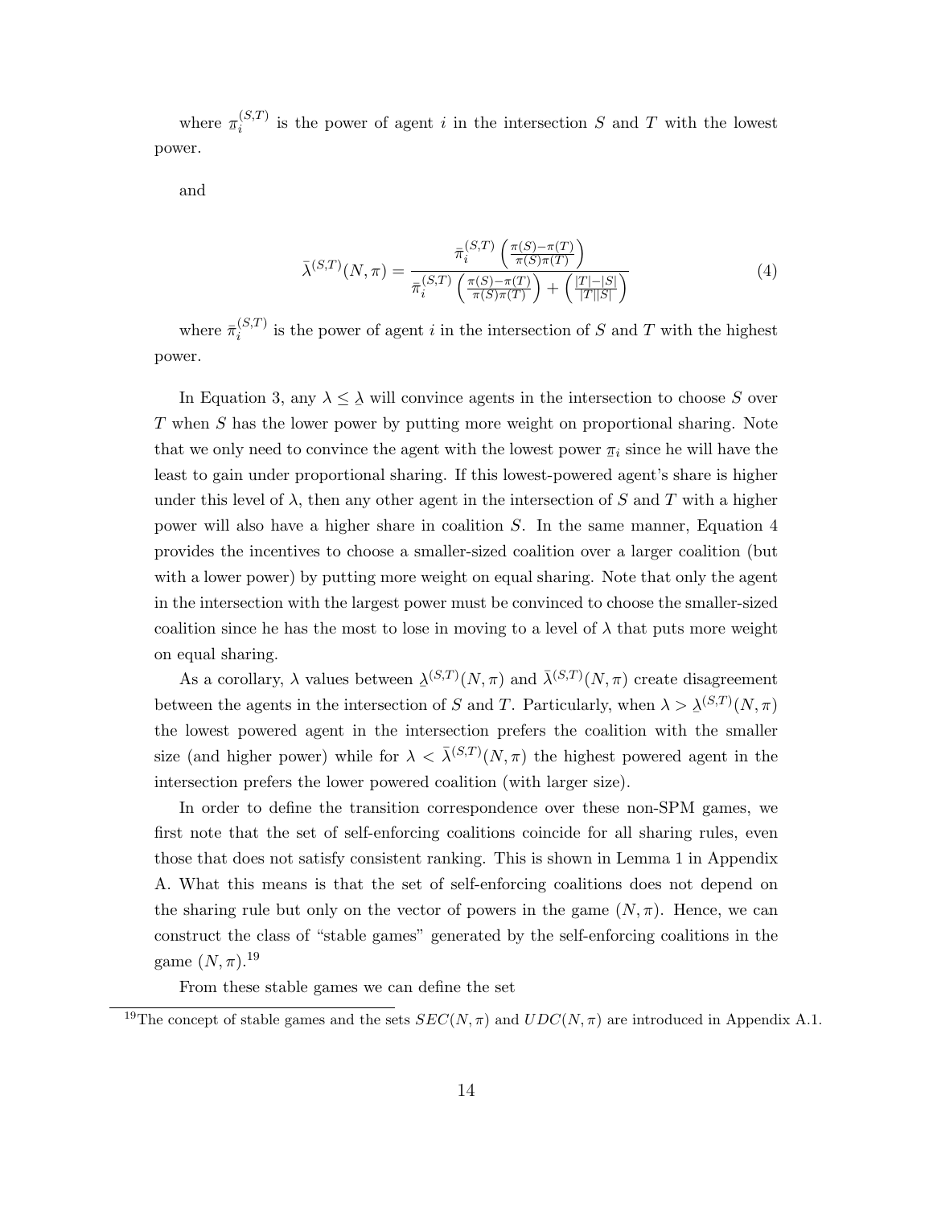where $\underline{\pi}_i^{(S,T)}$ is the power of agent $i$ in the intersection $S$ and $T$ with the lowest power.

and

$$
\bar{\lambda}^{(S,T)}(N,\pi) = \frac{\bar{\pi}_i^{(S,T)}\left(\frac{\pi(S)-\pi(T)}{\pi(S)\pi(T)}\right)}{\bar{\pi}_i^{(S,T)}\left(\frac{\pi(S)-\pi(T)}{\pi(S)\pi(T)}\right) + \left(\frac{|T|-|S|}{|T||S|}\right)} \tag{4}
$$

where $\bar{\pi}_i^{(S,T)}$ is the power of agent $i$ in the intersection of $S$ and $T$ with the highest power.

In Equation 3, any $\lambda \leq \underline{\lambda}$ will convince agents in the intersection to choose $S$ over $T$ when $S$ has the lower power by putting more weight on proportional sharing. Note that we only need to convince the agent with the lowest power $\underline{\pi}_i$ since he will have the least to gain under proportional sharing. If this lowest-powered agent's share is higher under this level of $\lambda$, then any other agent in the intersection of $S$ and $T$ with a higher power will also have a higher share in coalition $S$. In the same manner, Equation 4 provides the incentives to choose a smaller-sized coalition over a larger coalition (but with a lower power) by putting more weight on equal sharing. Note that only the agent in the intersection with the largest power must be convinced to choose the smaller-sized coalition since he has the most to lose in moving to a level of $\lambda$ that puts more weight on equal sharing.

As a corollary, $\lambda$ values between $\underline{\lambda}^{(S,T)}(N,\pi)$ and $\bar{\lambda}^{(S,T)}(N,\pi)$ create disagreement between the agents in the intersection of $S$ and $T$. Particularly, when $\lambda > \underline{\lambda}^{(S,T)}(N,\pi)$ the lowest powered agent in the intersection prefers the coalition with the smaller size (and higher power) while for $\lambda < \bar{\lambda}^{(S,T)}(N,\pi)$ the highest powered agent in the intersection prefers the lower powered coalition (with larger size).

In order to define the transition correspondence over these non-SPM games, we first note that the set of self-enforcing coalitions coincide for all sharing rules, even those that does not satisfy consistent ranking. This is shown in Lemma 1 in Appendix A. What this means is that the set of self-enforcing coalitions does not depend on the sharing rule but only on the vector of powers in the game $(N,\pi)$. Hence, we can construct the class of "stable games" generated by the self-enforcing coalitions in the game $(N,\pi)$.[19]

From these stable games we can define the set

[19]The concept of stable games and the sets $SEC(N,\pi)$ and $UDC(N,\pi)$ are introduced in Appendix A.1.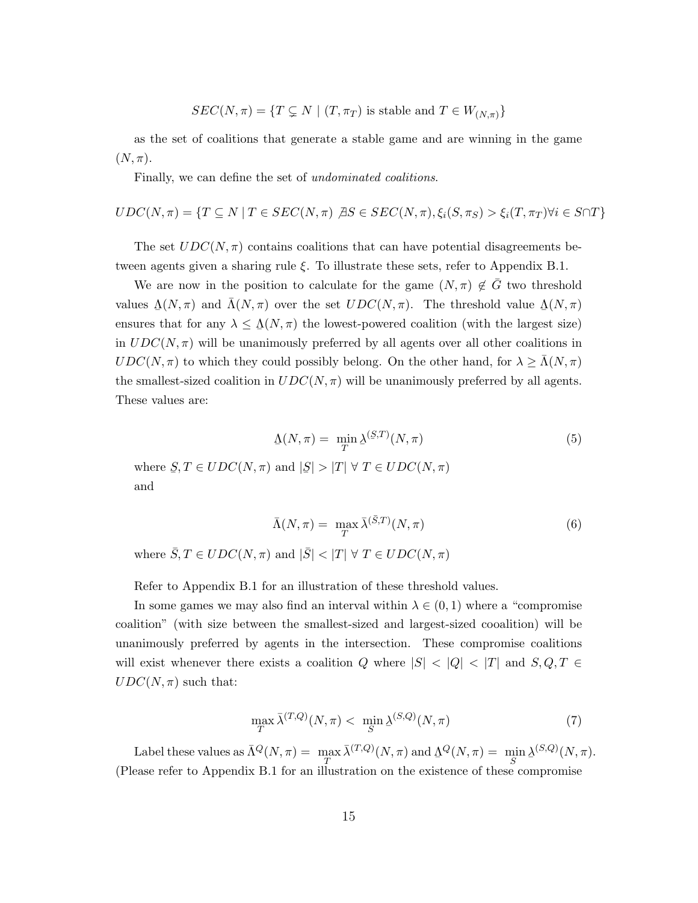$$SEC(N,\pi) = \{T \subsetneq N \mid (T, \pi_T) \text{ is stable and } T \in W_{(N,\pi)}\}$$

as the set of coalitions that generate a stable game and are winning in the game $(N, \pi)$.

Finally, we can define the set of *undominated coalitions*.

$$UDC(N,\pi) = \{T \subseteq N \mid T \in SEC(N,\pi) \nexists S \in SEC(N,\pi), \xi_i(S,\pi_S) > \xi_i(T,\pi_T) \forall i \in S \cap T\}$$

The set $UDC(N, \pi)$ contains coalitions that can have potential disagreements between agents given a sharing rule $\xi$. To illustrate these sets, refer to Appendix B.1.

We are now in the position to calculate for the game $(N, \pi) \notin \bar{G}$ two threshold values $\underline{\Lambda}(N, \pi)$ and $\bar{\Lambda}(N, \pi)$ over the set $UDC(N, \pi)$. The threshold value $\underline{\Lambda}(N, \pi)$ ensures that for any $\lambda \leq \underline{\Lambda}(N, \pi)$ the lowest-powered coalition (with the largest size) in $UDC(N, \pi)$ will be unanimously preferred by all agents over all other coalitions in $UDC(N, \pi)$ to which they could possibly belong. On the other hand, for $\lambda \geq \bar{\Lambda}(N, \pi)$ the smallest-sized coalition in $UDC(N, \pi)$ will be unanimously preferred by all agents. These values are:

$$\underline{\Lambda}(N,\pi) = \min_{T} \underline{\lambda}^{(\underline{S},T)}(N,\pi) \tag{5}$$

where $\underline{S}, T \in UDC(N, \pi)$ and $|\underline{S}| > |T| \ \forall \ T \in UDC(N, \pi)$
and

$$\bar{\Lambda}(N,\pi) = \max_{T} \bar{\lambda}^{(\bar{S},T)}(N,\pi) \tag{6}$$

where $\bar{S}, T \in UDC(N, \pi)$ and $|\bar{S}| < |T| \ \forall \ T \in UDC(N, \pi)$

Refer to Appendix B.1 for an illustration of these threshold values.

In some games we may also find an interval within $\lambda \in (0, 1)$ where a "compromise coalition" (with size between the smallest-sized and largest-sized cooalition) will be unanimously preferred by agents in the intersection. These compromise coalitions will exist whenever there exists a coalition $Q$ where $|S| < |Q| < |T|$ and $S, Q, T \in UDC(N, \pi)$ such that:

$$\max_{T} \bar{\lambda}^{(T,Q)}(N,\pi) < \min_{S} \underline{\lambda}^{(S,Q)}(N,\pi) \tag{7}$$

Label these values as $\bar{\Lambda}^Q(N, \pi) = \max_{T} \bar{\lambda}^{(T,Q)}(N, \pi)$ and $\underline{\Lambda}^Q(N, \pi) = \min_{S} \underline{\lambda}^{(S,Q)}(N, \pi)$. (Please refer to Appendix B.1 for an illustration on the existence of these compromise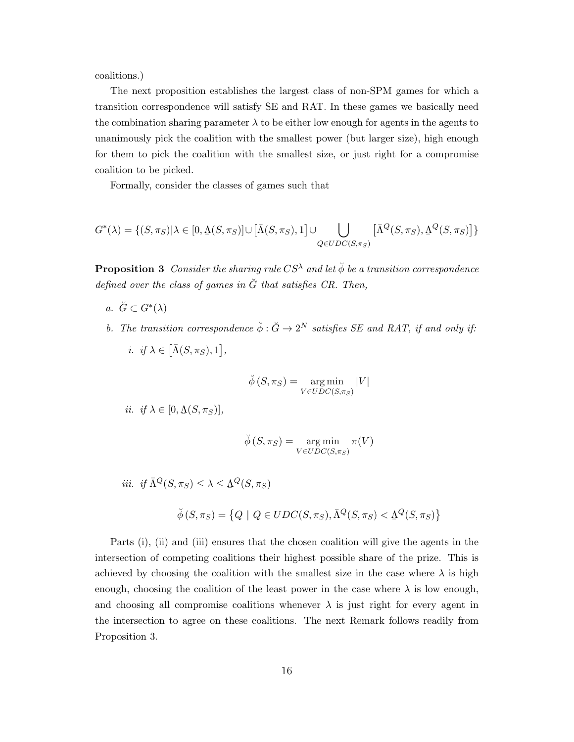coalitions.)

The next proposition establishes the largest class of non-SPM games for which a transition correspondence will satisfy SE and RAT. In these games we basically need the combination sharing parameter $\lambda$ to be either low enough for agents in the agents to unanimously pick the coalition with the smallest power (but larger size), high enough for them to pick the coalition with the smallest size, or just right for a compromise coalition to be picked.

Formally, consider the classes of games such that

$$G^*(\lambda) = \{(S, \pi_S) | \lambda \in [0, \underline{\Lambda}(S, \pi_S)] \cup \left[\bar{\Lambda}(S, \pi_S), 1\right] \cup \bigcup_{Q \in UDC(S, \pi_S)} \left[\bar{\Lambda}^Q(S, \pi_S), \underline{\Lambda}^Q(S, \pi_S)\right]\}$$

**Proposition 3** *Consider the sharing rule $CS^{\lambda}$ and let $\breve{\phi}$ be a transition correspondence defined over the class of games in $\breve{G}$ that satisfies CR. Then,*

*a.* $\breve{G} \subset G^*(\lambda)$

*b. The transition correspondence $\breve{\phi} : \breve{G} \to 2^N$ satisfies SE and RAT, if and only if:*

*i. if* $\lambda \in \left[\bar{\Lambda}(S, \pi_S), 1\right]$,

$$\breve{\phi}(S, \pi_S) = \underset{V \in UDC(S, \pi_S)}{\arg\min} |V|$$

*ii. if* $\lambda \in [0, \underline{\Lambda}(S, \pi_S)]$,

$$\breve{\phi}(S, \pi_S) = \underset{V \in UDC(S, \pi_S)}{\arg\min} \pi(V)$$

*iii. if* $\bar{\Lambda}^Q(S, \pi_S) \leq \lambda \leq \underline{\Lambda}^Q(S, \pi_S)$

$$\breve{\phi}(S, \pi_S) = \left\{Q \mid Q \in UDC(S, \pi_S), \bar{\Lambda}^Q(S, \pi_S) < \underline{\Lambda}^Q(S, \pi_S)\right\}$$

Parts (i), (ii) and (iii) ensures that the chosen coalition will give the agents in the intersection of competing coalitions their highest possible share of the prize. This is achieved by choosing the coalition with the smallest size in the case where $\lambda$ is high enough, choosing the coalition of the least power in the case where $\lambda$ is low enough, and choosing all compromise coalitions whenever $\lambda$ is just right for every agent in the intersection to agree on these coalitions. The next Remark follows readily from Proposition 3.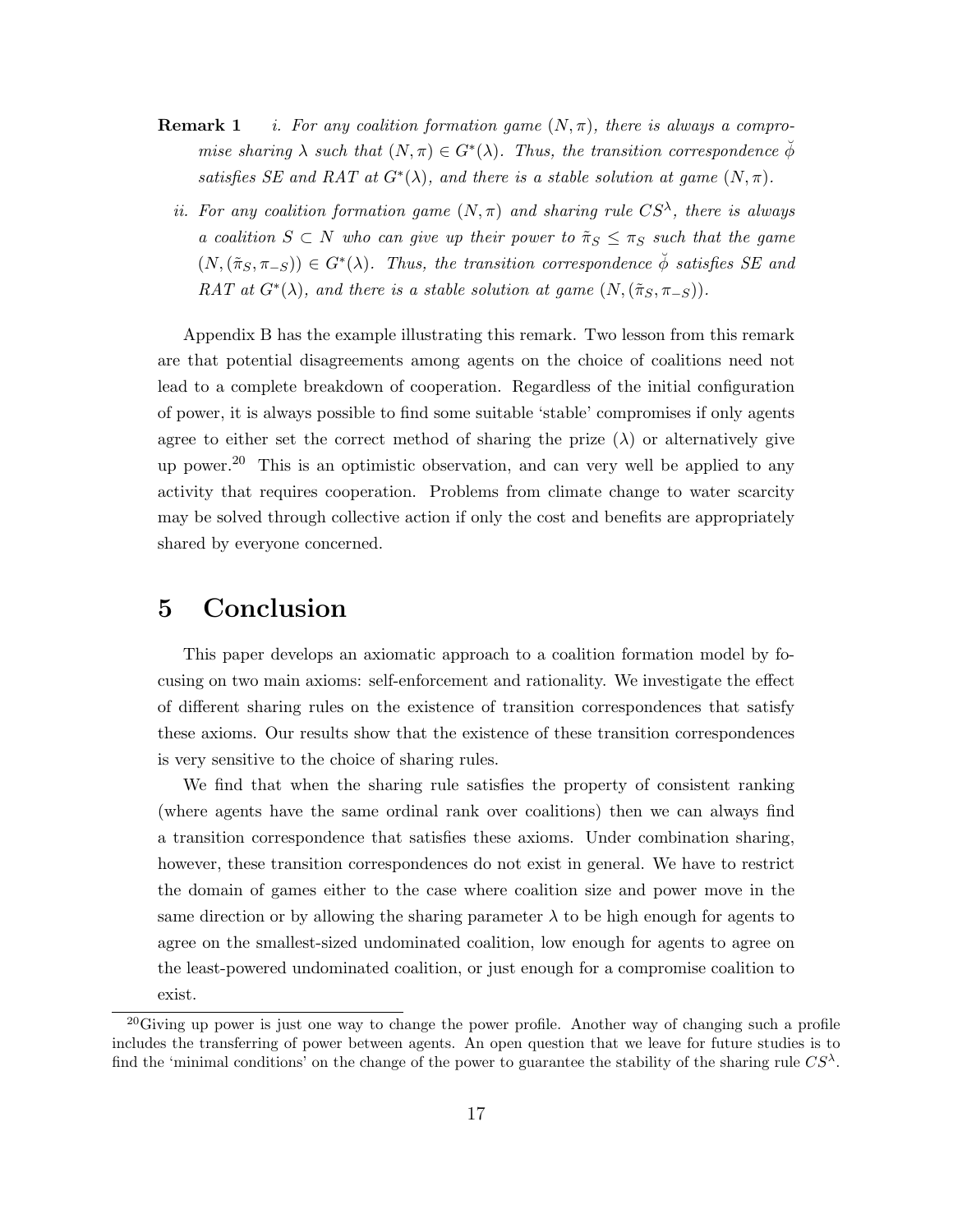**Remark 1** *i. For any coalition formation game $(N, \pi)$, there is always a compromise sharing $\lambda$ such that $(N, \pi) \in G^*(\lambda)$. Thus, the transition correspondence $\breve{\phi}$ satisfies SE and RAT at $G^*(\lambda)$, and there is a stable solution at game $(N, \pi)$.*

*ii. For any coalition formation game $(N, \pi)$ and sharing rule $CS^{\lambda}$, there is always a coalition $S \subset N$ who can give up their power to $\tilde{\pi}_S \leq \pi_S$ such that the game $(N, (\tilde{\pi}_S, \pi_{-S})) \in G^*(\lambda)$. Thus, the transition correspondence $\breve{\phi}$ satisfies SE and RAT at $G^*(\lambda)$, and there is a stable solution at game $(N, (\tilde{\pi}_S, \pi_{-S}))$.*

Appendix B has the example illustrating this remark. Two lesson from this remark are that potential disagreements among agents on the choice of coalitions need not lead to a complete breakdown of cooperation. Regardless of the initial configuration of power, it is always possible to find some suitable 'stable' compromises if only agents agree to either set the correct method of sharing the prize ($\lambda$) or alternatively give up power.[20] This is an optimistic observation, and can very well be applied to any activity that requires cooperation. Problems from climate change to water scarcity may be solved through collective action if only the cost and benefits are appropriately shared by everyone concerned.

# 5 Conclusion

This paper develops an axiomatic approach to a coalition formation model by focusing on two main axioms: self-enforcement and rationality. We investigate the effect of different sharing rules on the existence of transition correspondences that satisfy these axioms. Our results show that the existence of these transition correspondences is very sensitive to the choice of sharing rules.

We find that when the sharing rule satisfies the property of consistent ranking (where agents have the same ordinal rank over coalitions) then we can always find a transition correspondence that satisfies these axioms. Under combination sharing, however, these transition correspondences do not exist in general. We have to restrict the domain of games either to the case where coalition size and power move in the same direction or by allowing the sharing parameter $\lambda$ to be high enough for agents to agree on the smallest-sized undominated coalition, low enough for agents to agree on the least-powered undominated coalition, or just enough for a compromise coalition to exist.

[20] Giving up power is just one way to change the power profile. Another way of changing such a profile includes the transferring of power between agents. An open question that we leave for future studies is to find the 'minimal conditions' on the change of the power to guarantee the stability of the sharing rule $CS^{\lambda}$.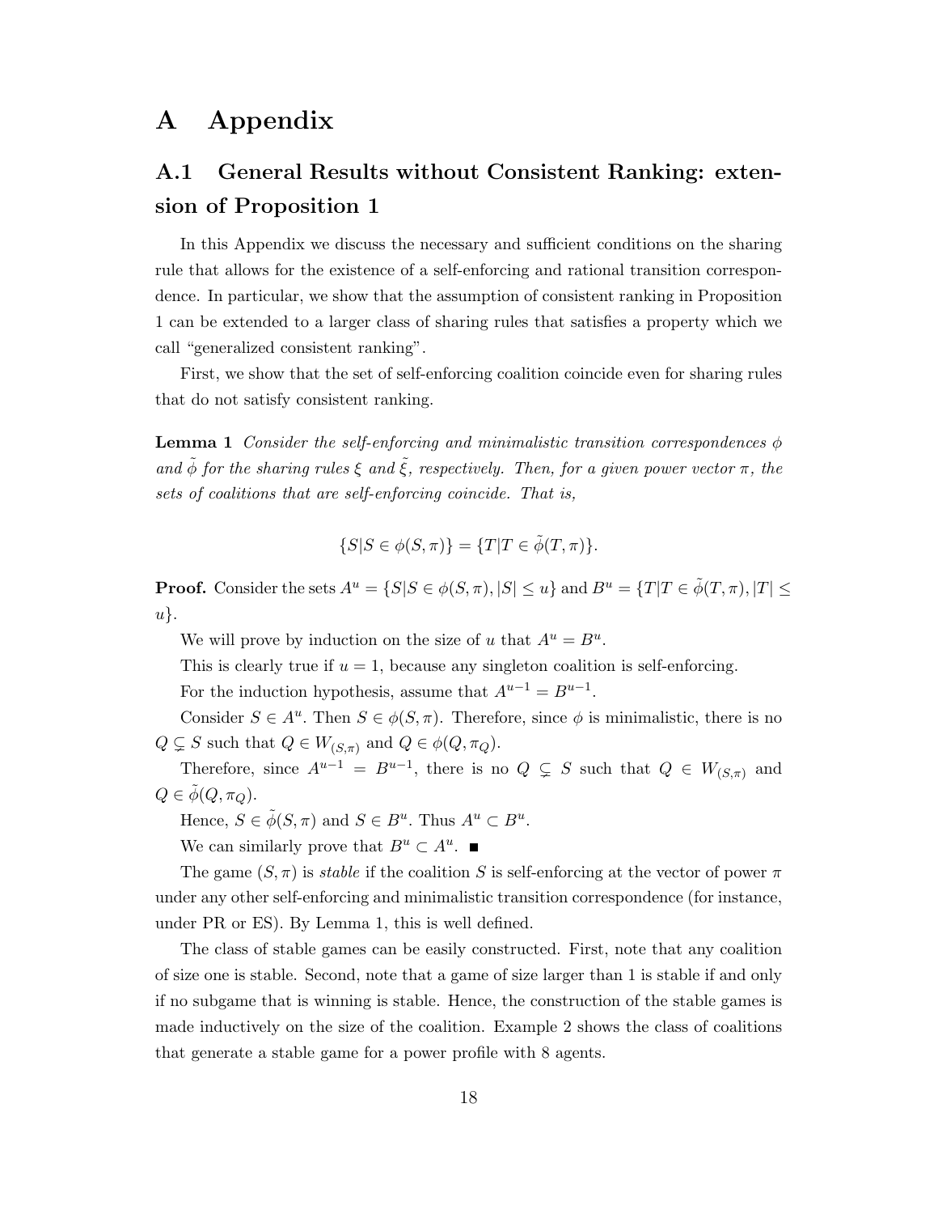# A Appendix

## A.1 General Results without Consistent Ranking: extension of Proposition 1

In this Appendix we discuss the necessary and sufficient conditions on the sharing rule that allows for the existence of a self-enforcing and rational transition correspondence. In particular, we show that the assumption of consistent ranking in Proposition 1 can be extended to a larger class of sharing rules that satisfies a property which we call "generalized consistent ranking".

First, we show that the set of self-enforcing coalition coincide even for sharing rules that do not satisfy consistent ranking.

**Lemma 1** *Consider the self-enforcing and minimalistic transition correspondences $\phi$ and $\tilde{\phi}$ for the sharing rules $\xi$ and $\tilde{\xi}$, respectively. Then, for a given power vector $\pi$, the sets of coalitions that are self-enforcing coincide. That is,*

$$\{S|S \in \phi(S, \pi)\} = \{T|T \in \tilde{\phi}(T, \pi)\}.$$

**Proof.** Consider the sets $A^u = \{S|S \in \phi(S, \pi), |S| \leq u\}$ and $B^u = \{T|T \in \tilde{\phi}(T, \pi), |T| \leq u\}$.

We will prove by induction on the size of $u$ that $A^u = B^u$.

This is clearly true if $u = 1$, because any singleton coalition is self-enforcing.

For the induction hypothesis, assume that $A^{u-1} = B^{u-1}$.

Consider $S \in A^u$. Then $S \in \phi(S, \pi)$. Therefore, since $\phi$ is minimalistic, there is no $Q \subsetneq S$ such that $Q \in W_{(S,\pi)}$ and $Q \in \phi(Q, \pi_Q)$.

Therefore, since $A^{u-1} = B^{u-1}$, there is no $Q \subsetneq S$ such that $Q \in W_{(S,\pi)}$ and $Q \in \tilde{\phi}(Q, \pi_Q)$.

Hence, $S \in \tilde{\phi}(S, \pi)$ and $S \in B^u$. Thus $A^u \subset B^u$.

We can similarly prove that $B^u \subset A^u$. ■

The game $(S, \pi)$ is *stable* if the coalition $S$ is self-enforcing at the vector of power $\pi$ under any other self-enforcing and minimalistic transition correspondence (for instance, under PR or ES). By Lemma 1, this is well defined.

The class of stable games can be easily constructed. First, note that any coalition of size one is stable. Second, note that a game of size larger than 1 is stable if and only if no subgame that is winning is stable. Hence, the construction of the stable games is made inductively on the size of the coalition. Example 2 shows the class of coalitions that generate a stable game for a power profile with 8 agents.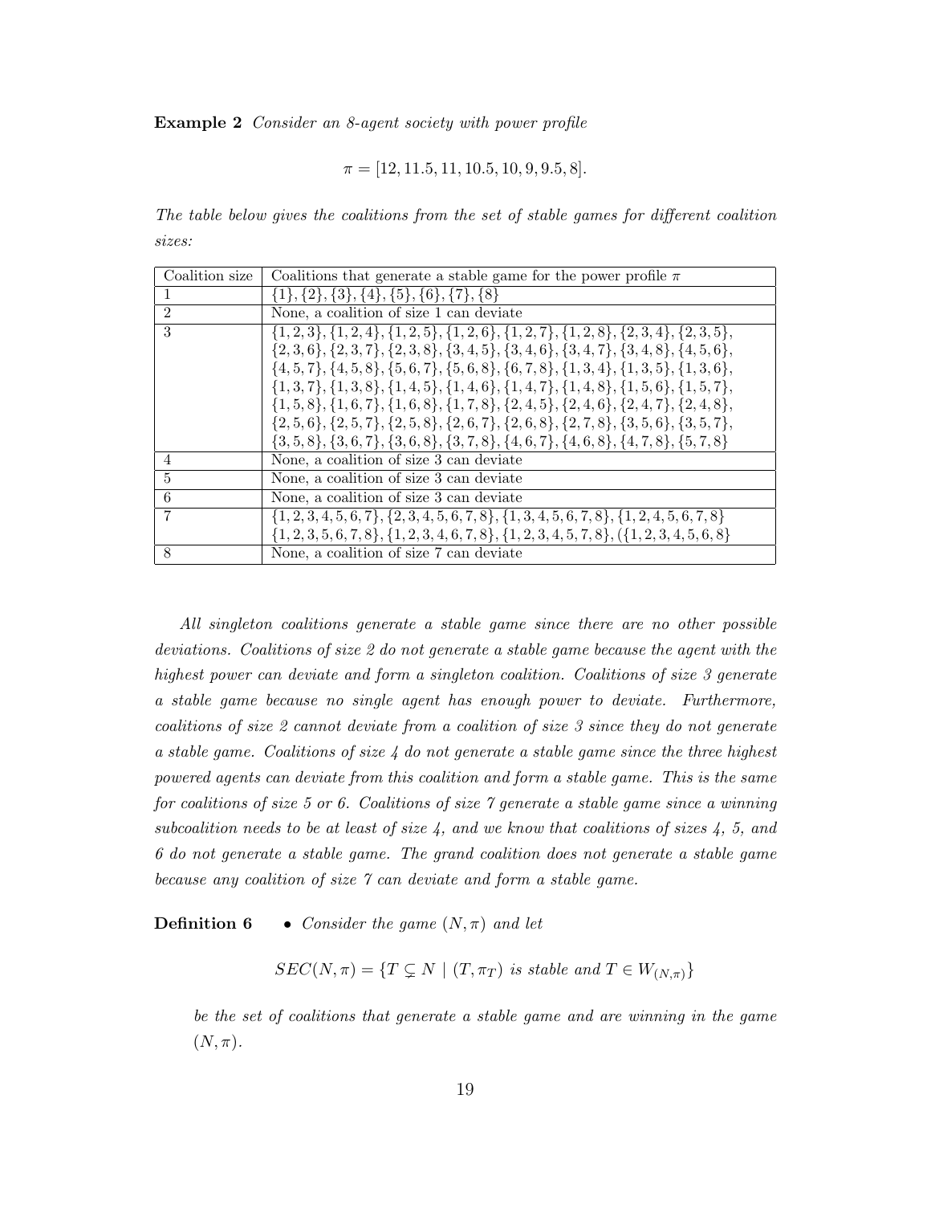**Example 2** *Consider an 8-agent society with power profile*

$$\pi = [12, 11.5, 11, 10.5, 10, 9, 9.5, 8].$$

*The table below gives the coalitions from the set of stable games for different coalition sizes:*

| Coalition size | Coalitions that generate a stable game for the power profile $\pi$ |
|---|---|
| 1 | $\{1\}, \{2\}, \{3\}, \{4\}, \{5\}, \{6\}, \{7\}, \{8\}$ |
| 2 | None, a coalition of size 1 can deviate |
| 3 | $\{1,2,3\}, \{1,2,4\}, \{1,2,5\}, \{1,2,6\}, \{1,2,7\}, \{1,2,8\}, \{2,3,4\}, \{2,3,5\},$ $\{2,3,6\}, \{2,3,7\}, \{2,3,8\}, \{3,4,5\}, \{3,4,6\}, \{3,4,7\}, \{3,4,8\}, \{4,5,6\},$ $\{4,5,7\}, \{4,5,8\}, \{5,6,7\}, \{5,6,8\}, \{6,7,8\}, \{1,3,4\}, \{1,3,5\}, \{1,3,6\},$ $\{1,3,7\}, \{1,3,8\}, \{1,4,5\}, \{1,4,6\}, \{1,4,7\}, \{1,4,8\}, \{1,5,6\}, \{1,5,7\},$ $\{1,5,8\}, \{1,6,7\}, \{1,6,8\}, \{1,7,8\}, \{2,4,5\}, \{2,4,6\}, \{2,4,7\}, \{2,4,8\},$ $\{2,5,6\}, \{2,5,7\}, \{2,5,8\}, \{2,6,7\}, \{2,6,8\}, \{2,7,8\}, \{3,5,6\}, \{3,5,7\},$ $\{3,5,8\}, \{3,6,7\}, \{3,6,8\}, \{3,7,8\}, \{4,6,7\}, \{4,6,8\}, \{4,7,8\}, \{5,7,8\}$ |
| 4 | None, a coalition of size 3 can deviate |
| 5 | None, a coalition of size 3 can deviate |
| 6 | None, a coalition of size 3 can deviate |
| 7 | $\{1,2,3,4,5,6,7\}, \{2,3,4,5,6,7,8\}, \{1,3,4,5,6,7,8\}, \{1,2,4,5,6,7,8\}$ $\{1,2,3,5,6,7,8\}, \{1,2,3,4,6,7,8\}, \{1,2,3,4,5,7,8\}, (\{1,2,3,4,5,6,8\}$ |
| 8 | None, a coalition of size 7 can deviate |

*All singleton coalitions generate a stable game since there are no other possible deviations. Coalitions of size 2 do not generate a stable game because the agent with the highest power can deviate and form a singleton coalition. Coalitions of size 3 generate a stable game because no single agent has enough power to deviate. Furthermore, coalitions of size 2 cannot deviate from a coalition of size 3 since they do not generate a stable game. Coalitions of size 4 do not generate a stable game since the three highest powered agents can deviate from this coalition and form a stable game. This is the same for coalitions of size 5 or 6. Coalitions of size 7 generate a stable game since a winning subcoalition needs to be at least of size 4, and we know that coalitions of sizes 4, 5, and 6 do not generate a stable game. The grand coalition does not generate a stable game because any coalition of size 7 can deviate and form a stable game.*

**Definition 6** • *Consider the game $(N, \pi)$ and let*

$$SEC(N, \pi) = \{T \subsetneq N \mid (T, \pi_T) \text{ is stable and } T \in W_{(N,\pi)}\}$$

*be the set of coalitions that generate a stable game and are winning in the game $(N, \pi)$.*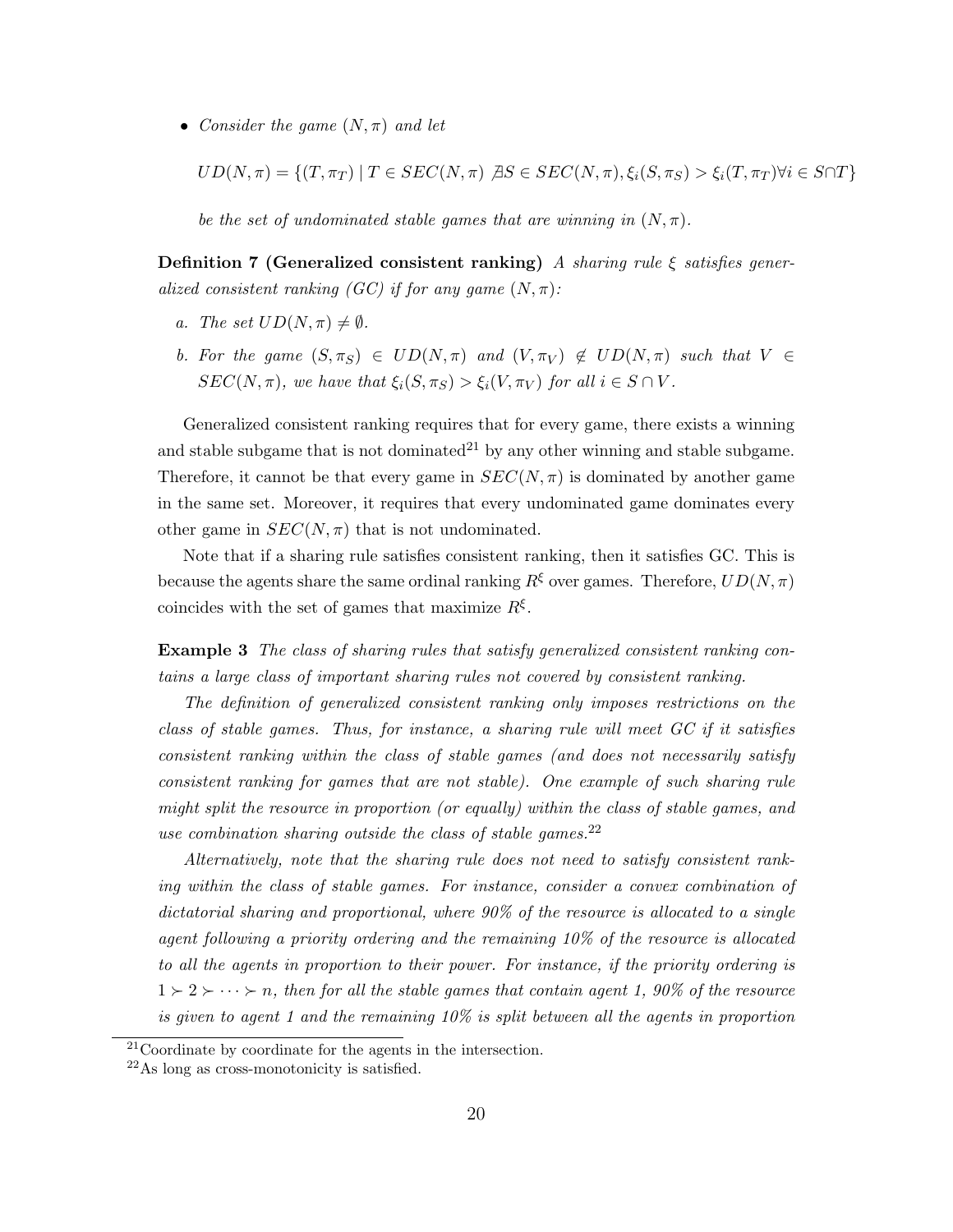- *Consider the game $(N, \pi)$ and let*

$$UD(N,\pi) = \{(T, \pi_T) \mid T \in SEC(N,\pi) \not\exists S \in SEC(N,\pi), \xi_i(S,\pi_S) > \xi_i(T,\pi_T) \forall i \in S \cap T\}$$

*be the set of undominated stable games that are winning in $(N, \pi)$.*

**Definition 7 (Generalized consistent ranking)** *A sharing rule $\xi$ satisfies generalized consistent ranking (GC) if for any game $(N, \pi)$:*

*a. The set $UD(N, \pi) \neq \emptyset$.*

*b. For the game $(S, \pi_S) \in UD(N, \pi)$ and $(V, \pi_V) \notin UD(N, \pi)$ such that $V \in SEC(N, \pi)$, we have that $\xi_i(S, \pi_S) > \xi_i(V, \pi_V)$ for all $i \in S \cap V$.*

Generalized consistent ranking requires that for every game, there exists a winning and stable subgame that is not dominated[21] by any other winning and stable subgame. Therefore, it cannot be that every game in $SEC(N, \pi)$ is dominated by another game in the same set. Moreover, it requires that every undominated game dominates every other game in $SEC(N, \pi)$ that is not undominated.

Note that if a sharing rule satisfies consistent ranking, then it satisfies GC. This is because the agents share the same ordinal ranking $R^{\xi}$ over games. Therefore, $UD(N, \pi)$ coincides with the set of games that maximize $R^{\xi}$.

**Example 3** *The class of sharing rules that satisfy generalized consistent ranking contains a large class of important sharing rules not covered by consistent ranking.*

*The definition of generalized consistent ranking only imposes restrictions on the class of stable games. Thus, for instance, a sharing rule will meet GC if it satisfies consistent ranking within the class of stable games (and does not necessarily satisfy consistent ranking for games that are not stable). One example of such sharing rule might split the resource in proportion (or equally) within the class of stable games, and use combination sharing outside the class of stable games.*[22]

*Alternatively, note that the sharing rule does not need to satisfy consistent ranking within the class of stable games. For instance, consider a convex combination of dictatorial sharing and proportional, where 90% of the resource is allocated to a single agent following a priority ordering and the remaining 10% of the resource is allocated to all the agents in proportion to their power. For instance, if the priority ordering is $1 \succ 2 \succ \cdots \succ n$, then for all the stable games that contain agent 1, 90% of the resource is given to agent 1 and the remaining 10% is split between all the agents in proportion*

[21] Coordinate by coordinate for the agents in the intersection.

[22] As long as cross-monotonicity is satisfied.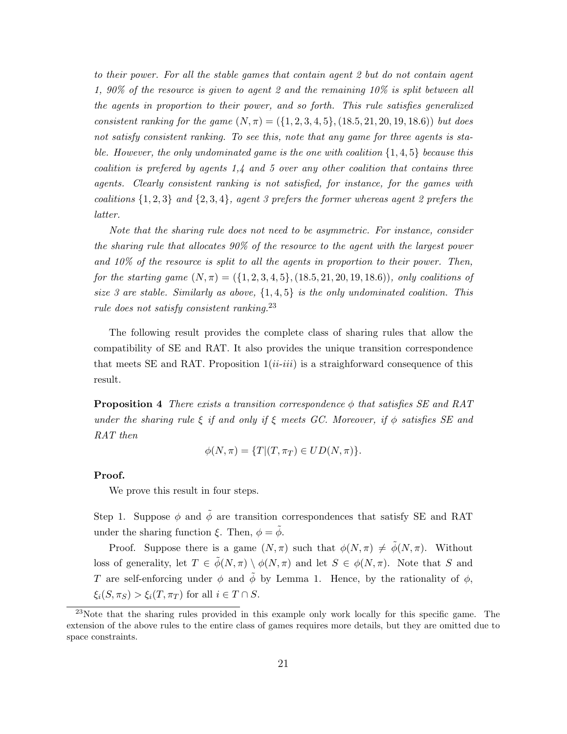*to their power. For all the stable games that contain agent 2 but do not contain agent 1, 90% of the resource is given to agent 2 and the remaining 10% is split between all the agents in proportion to their power, and so forth. This rule satisfies generalized consistent ranking for the game $(N, \pi) = (\{1, 2, 3, 4, 5\}, (18.5, 21, 20, 19, 18.6))$ but does not satisfy consistent ranking. To see this, note that any game for three agents is stable. However, the only undominated game is the one with coalition $\{1, 4, 5\}$ because this coalition is prefered by agents 1,4 and 5 over any other coalition that contains three agents. Clearly consistent ranking is not satisfied, for instance, for the games with coalitions $\{1, 2, 3\}$ and $\{2, 3, 4\}$, agent 3 prefers the former whereas agent 2 prefers the latter.*

*Note that the sharing rule does not need to be asymmetric. For instance, consider the sharing rule that allocates 90% of the resource to the agent with the largest power and 10% of the resource is split to all the agents in proportion to their power. Then, for the starting game $(N, \pi) = (\{1, 2, 3, 4, 5\}, (18.5, 21, 20, 19, 18.6))$, only coalitions of size 3 are stable. Similarly as above, $\{1, 4, 5\}$ is the only undominated coalition. This rule does not satisfy consistent ranking.*[23]

The following result provides the complete class of sharing rules that allow the compatibility of SE and RAT. It also provides the unique transition correspondence that meets SE and RAT. Proposition 1(*ii-iii*) is a straighforward consequence of this result.

**Proposition 4** *There exists a transition correspondence $\phi$ that satisfies SE and RAT under the sharing rule $\xi$ if and only if $\xi$ meets GC. Moreover, if $\phi$ satisfies SE and RAT then*

$$\phi(N, \pi) = \{T | (T, \pi_T) \in UD(N, \pi)\}.$$

**Proof.**

We prove this result in four steps.

Step 1. Suppose $\phi$ and $\tilde{\phi}$ are transition correspondences that satisfy SE and RAT under the sharing function $\xi$. Then, $\phi = \tilde{\phi}$.

Proof. Suppose there is a game $(N, \pi)$ such that $\phi(N, \pi) \neq \tilde{\phi}(N, \pi)$. Without loss of generality, let $T \in \tilde{\phi}(N, \pi) \setminus \phi(N, \pi)$ and let $S \in \phi(N, \pi)$. Note that $S$ and $T$ are self-enforcing under $\phi$ and $\tilde{\phi}$ by Lemma 1. Hence, by the rationality of $\phi$, $\xi_i(S, \pi_S) > \xi_i(T, \pi_T)$ for all $i \in T \cap S$.

[23] Note that the sharing rules provided in this example only work locally for this specific game. The extension of the above rules to the entire class of games requires more details, but they are omitted due to space constraints.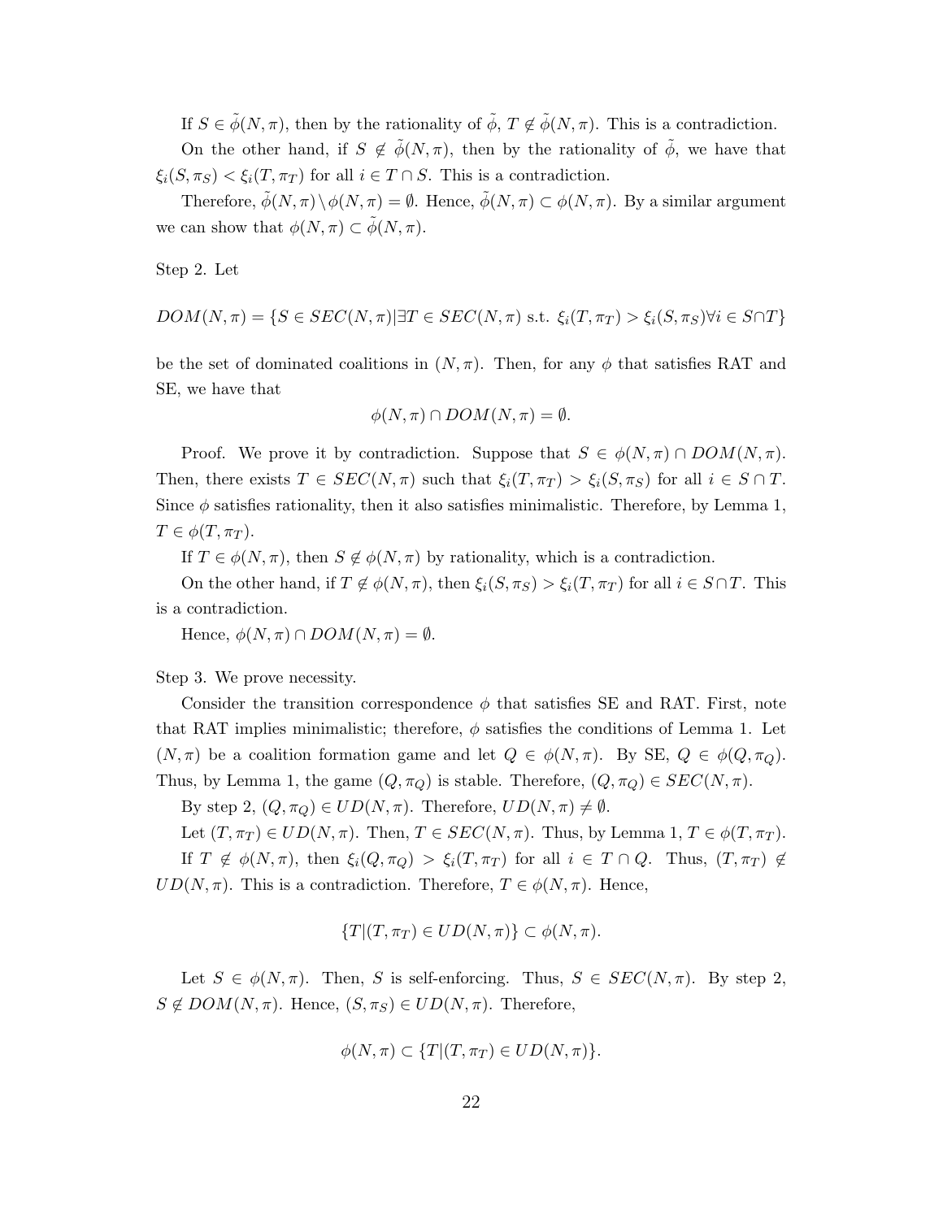If $S \in \tilde{\phi}(N, \pi)$, then by the rationality of $\tilde{\phi}$, $T \notin \tilde{\phi}(N, \pi)$. This is a contradiction.

On the other hand, if $S \notin \tilde{\phi}(N, \pi)$, then by the rationality of $\tilde{\phi}$, we have that $\xi_i(S, \pi_S) < \xi_i(T, \pi_T)$ for all $i \in T \cap S$. This is a contradiction.

Therefore, $\tilde{\phi}(N, \pi) \setminus \phi(N, \pi) = \emptyset$. Hence, $\tilde{\phi}(N, \pi) \subset \phi(N, \pi)$. By a similar argument we can show that $\phi(N, \pi) \subset \tilde{\phi}(N, \pi)$.

Step 2. Let

$$DOM(N, \pi) = \{S \in SEC(N, \pi) | \exists T \in SEC(N, \pi) \text{ s.t. } \xi_i(T, \pi_T) > \xi_i(S, \pi_S) \forall i \in S \cap T\}$$

be the set of dominated coalitions in $(N, \pi)$. Then, for any $\phi$ that satisfies RAT and SE, we have that

$$\phi(N, \pi) \cap DOM(N, \pi) = \emptyset.$$

Proof. We prove it by contradiction. Suppose that $S \in \phi(N, \pi) \cap DOM(N, \pi)$. Then, there exists $T \in SEC(N, \pi)$ such that $\xi_i(T, \pi_T) > \xi_i(S, \pi_S)$ for all $i \in S \cap T$. Since $\phi$ satisfies rationality, then it also satisfies minimalistic. Therefore, by Lemma 1, $T \in \phi(T, \pi_T)$.

If $T \in \phi(N, \pi)$, then $S \notin \phi(N, \pi)$ by rationality, which is a contradiction.

On the other hand, if $T \notin \phi(N, \pi)$, then $\xi_i(S, \pi_S) > \xi_i(T, \pi_T)$ for all $i \in S \cap T$. This is a contradiction.

Hence, $\phi(N, \pi) \cap DOM(N, \pi) = \emptyset$.

Step 3. We prove necessity.

Consider the transition correspondence $\phi$ that satisfies SE and RAT. First, note that RAT implies minimalistic; therefore, $\phi$ satisfies the conditions of Lemma 1. Let $(N, \pi)$ be a coalition formation game and let $Q \in \phi(N, \pi)$. By SE, $Q \in \phi(Q, \pi_Q)$. Thus, by Lemma 1, the game $(Q, \pi_Q)$ is stable. Therefore, $(Q, \pi_Q) \in SEC(N, \pi)$.

By step 2, $(Q, \pi_Q) \in UD(N, \pi)$. Therefore, $UD(N, \pi) \neq \emptyset$.

Let $(T, \pi_T) \in UD(N, \pi)$. Then, $T \in SEC(N, \pi)$. Thus, by Lemma 1, $T \in \phi(T, \pi_T)$.

If $T \notin \phi(N, \pi)$, then $\xi_i(Q, \pi_Q) > \xi_i(T, \pi_T)$ for all $i \in T \cap Q$. Thus, $(T, \pi_T) \notin UD(N, \pi)$. This is a contradiction. Therefore, $T \in \phi(N, \pi)$. Hence,

$$\{T | (T, \pi_T) \in UD(N, \pi)\} \subset \phi(N, \pi).$$

Let $S \in \phi(N, \pi)$. Then, $S$ is self-enforcing. Thus, $S \in SEC(N, \pi)$. By step 2, $S \notin DOM(N, \pi)$. Hence, $(S, \pi_S) \in UD(N, \pi)$. Therefore,

$$\phi(N, \pi) \subset \{T | (T, \pi_T) \in UD(N, \pi)\}.$$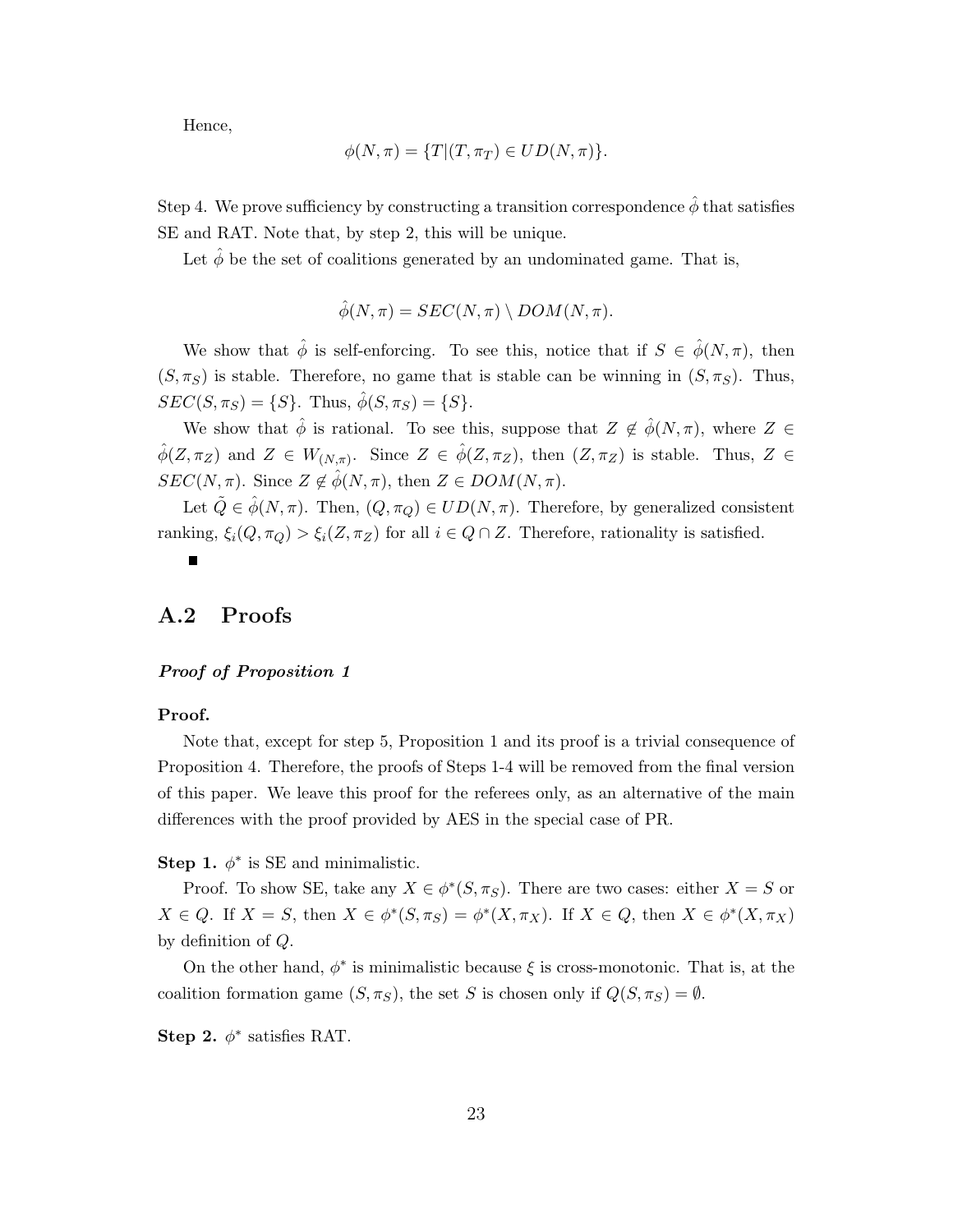Hence,

$$\phi(N, \pi) = \{T | (T, \pi_T) \in UD(N, \pi)\}.$$

Step 4. We prove sufficiency by constructing a transition correspondence $\hat{\phi}$ that satisfies SE and RAT. Note that, by step 2, this will be unique.

Let $\hat{\phi}$ be the set of coalitions generated by an undominated game. That is,

$$\hat{\phi}(N, \pi) = SEC(N, \pi) \setminus DOM(N, \pi).$$

We show that $\hat{\phi}$ is self-enforcing. To see this, notice that if $S \in \hat{\phi}(N, \pi)$, then $(S, \pi_S)$ is stable. Therefore, no game that is stable can be winning in $(S, \pi_S)$. Thus, $SEC(S, \pi_S) = \{S\}$. Thus, $\hat{\phi}(S, \pi_S) = \{S\}$.

We show that $\hat{\phi}$ is rational. To see this, suppose that $Z \notin \hat{\phi}(N, \pi)$, where $Z \in \hat{\phi}(Z, \pi_Z)$ and $Z \in W_{(N,\pi)}$. Since $Z \in \hat{\phi}(Z, \pi_Z)$, then $(Z, \pi_Z)$ is stable. Thus, $Z \in SEC(N, \pi)$. Since $Z \notin \hat{\phi}(N, \pi)$, then $Z \in DOM(N, \pi)$.

Let $\tilde{Q} \in \hat{\phi}(N, \pi)$. Then, $(Q, \pi_Q) \in UD(N, \pi)$. Therefore, by generalized consistent ranking, $\xi_i(Q, \pi_Q) > \xi_i(Z, \pi_Z)$ for all $i \in Q \cap Z$. Therefore, rationality is satisfied.

■

## A.2 Proofs

***Proof of Proposition 1***

**Proof.**

Note that, except for step 5, Proposition 1 and its proof is a trivial consequence of Proposition 4. Therefore, the proofs of Steps 1-4 will be removed from the final version of this paper. We leave this proof for the referees only, as an alternative of the main differences with the proof provided by AES in the special case of PR.

**Step 1.** $\phi^*$ is SE and minimalistic.

Proof. To show SE, take any $X \in \phi^*(S, \pi_S)$. There are two cases: either $X = S$ or $X \in Q$. If $X = S$, then $X \in \phi^*(S, \pi_S) = \phi^*(X, \pi_X)$. If $X \in Q$, then $X \in \phi^*(X, \pi_X)$ by definition of $Q$.

On the other hand, $\phi^*$ is minimalistic because $\xi$ is cross-monotonic. That is, at the coalition formation game $(S, \pi_S)$, the set $S$ is chosen only if $Q(S, \pi_S) = \emptyset$.

**Step 2.** $\phi^*$ satisfies RAT.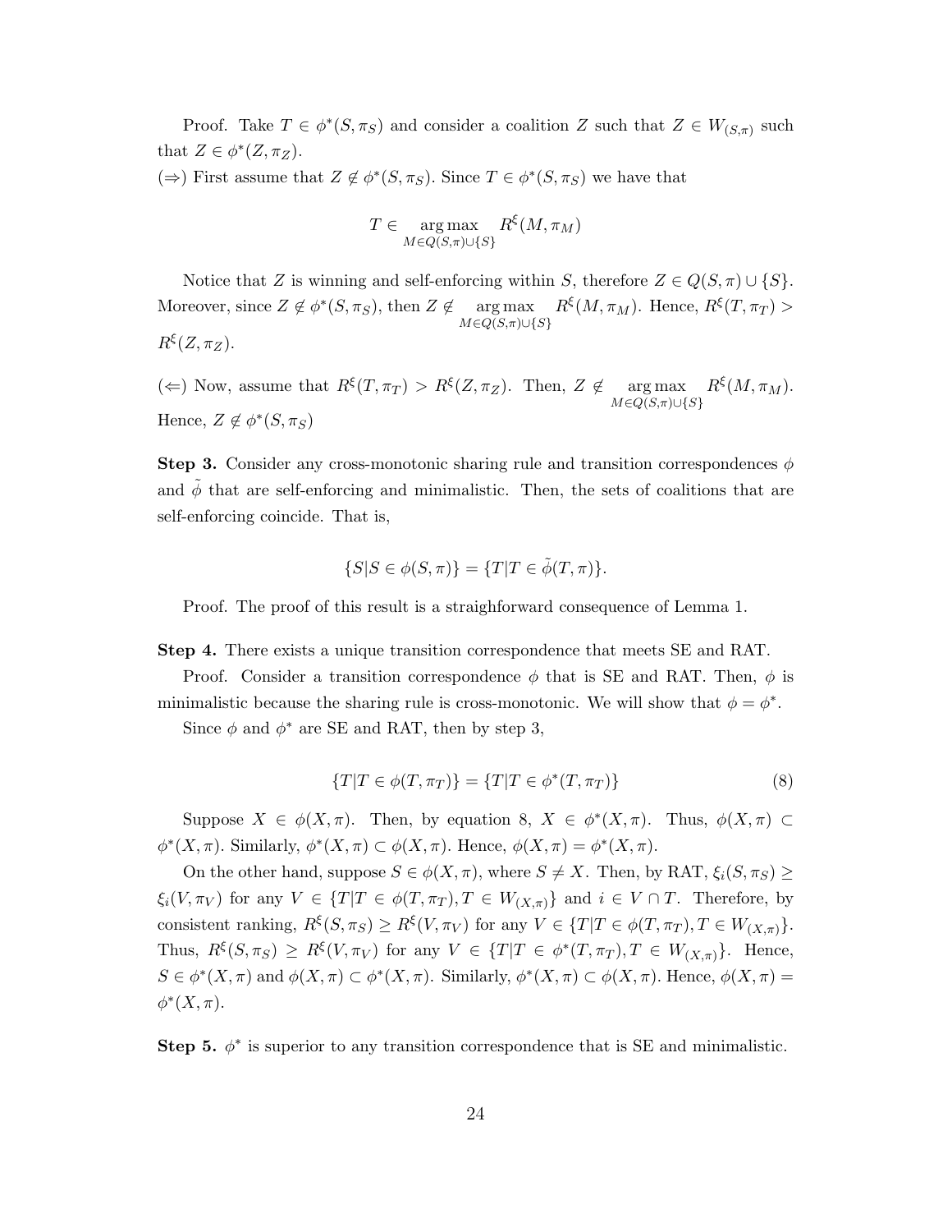Proof. Take $T \in \phi^*(S, \pi_S)$ and consider a coalition $Z$ such that $Z \in W_{(S,\pi)}$ such that $Z \in \phi^*(Z, \pi_Z)$.

($\Rightarrow$) First assume that $Z \notin \phi^*(S, \pi_S)$. Since $T \in \phi^*(S, \pi_S)$ we have that

$$T \in \underset{M \in Q(S,\pi) \cup \{S\}}{\arg\max} R^\xi(M, \pi_M)$$

Notice that $Z$ is winning and self-enforcing within $S$, therefore $Z \in Q(S, \pi) \cup \{S\}$. Moreover, since $Z \notin \phi^*(S, \pi_S)$, then $Z \notin \underset{M \in Q(S,\pi) \cup \{S\}}{\arg\max} R^\xi(M, \pi_M)$. Hence, $R^\xi(T, \pi_T) > R^\xi(Z, \pi_Z)$.

($\Leftarrow$) Now, assume that $R^\xi(T, \pi_T) > R^\xi(Z, \pi_Z)$. Then, $Z \notin \underset{M \in Q(S,\pi) \cup \{S\}}{\arg\max} R^\xi(M, \pi_M)$. Hence, $Z \notin \phi^*(S, \pi_S)$

**Step 3.** Consider any cross-monotonic sharing rule and transition correspondences $\phi$ and $\tilde{\phi}$ that are self-enforcing and minimalistic. Then, the sets of coalitions that are self-enforcing coincide. That is,

$$\{S | S \in \phi(S, \pi)\} = \{T | T \in \tilde{\phi}(T, \pi)\}.$$

Proof. The proof of this result is a straighforward consequence of Lemma 1.

**Step 4.** There exists a unique transition correspondence that meets SE and RAT.

Proof. Consider a transition correspondence $\phi$ that is SE and RAT. Then, $\phi$ is minimalistic because the sharing rule is cross-monotonic. We will show that $\phi = \phi^*$.

Since $\phi$ and $\phi^*$ are SE and RAT, then by step 3,

$$\{T | T \in \phi(T, \pi_T)\} = \{T | T \in \phi^*(T, \pi_T)\} \tag{8}$$

Suppose $X \in \phi(X, \pi)$. Then, by equation 8, $X \in \phi^*(X, \pi)$. Thus, $\phi(X, \pi) \subset \phi^*(X, \pi)$. Similarly, $\phi^*(X, \pi) \subset \phi(X, \pi)$. Hence, $\phi(X, \pi) = \phi^*(X, \pi)$.

On the other hand, suppose $S \in \phi(X, \pi)$, where $S \neq X$. Then, by RAT, $\xi_i(S, \pi_S) \geq \xi_i(V, \pi_V)$ for any $V \in \{T | T \in \phi(T, \pi_T), T \in W_{(X,\pi)}\}$ and $i \in V \cap T$. Therefore, by consistent ranking, $R^\xi(S, \pi_S) \geq R^\xi(V, \pi_V)$ for any $V \in \{T | T \in \phi(T, \pi_T), T \in W_{(X,\pi)}\}$. Thus, $R^\xi(S, \pi_S) \geq R^\xi(V, \pi_V)$ for any $V \in \{T | T \in \phi^*(T, \pi_T), T \in W_{(X,\pi)}\}$. Hence, $S \in \phi^*(X, \pi)$ and $\phi(X, \pi) \subset \phi^*(X, \pi)$. Similarly, $\phi^*(X, \pi) \subset \phi(X, \pi)$. Hence, $\phi(X, \pi) = \phi^*(X, \pi)$.

**Step 5.** $\phi^*$ is superior to any transition correspondence that is SE and minimalistic.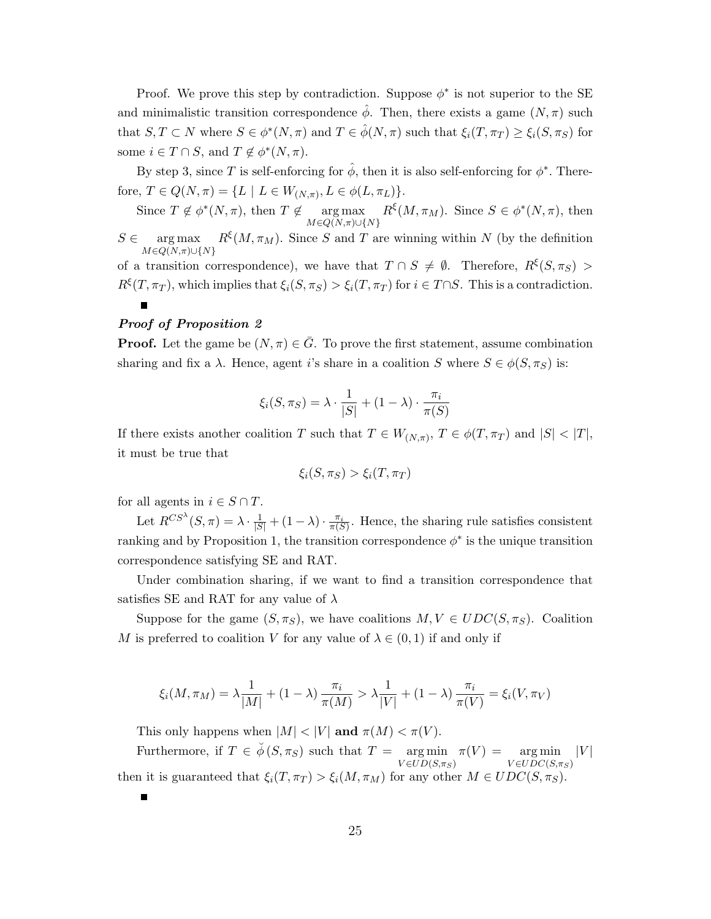Proof. We prove this step by contradiction. Suppose $\phi^*$ is not superior to the SE and minimalistic transition correspondence $\hat{\phi}$. Then, there exists a game $(N, \pi)$ such that $S, T \subset N$ where $S \in \phi^*(N, \pi)$ and $T \in \hat{\phi}(N, \pi)$ such that $\xi_i(T, \pi_T) \geq \xi_i(S, \pi_S)$ for some $i \in T \cap S$, and $T \notin \phi^*(N, \pi)$.

By step 3, since $T$ is self-enforcing for $\hat{\phi}$, then it is also self-enforcing for $\phi^*$. Therefore, $T \in Q(N, \pi) = \{L \mid L \in W_{(N,\pi)}, L \in \phi(L, \pi_L)\}$.

Since $T \notin \phi^*(N, \pi)$, then $T \notin \underset{M \in Q(N,\pi) \cup \{N\}}{\arg\max} R^\xi(M, \pi_M)$. Since $S \in \phi^*(N, \pi)$, then $S \in \underset{M \in Q(N,\pi) \cup \{N\}}{\arg\max} R^\xi(M, \pi_M)$. Since $S$ and $T$ are winning within $N$ (by the definition of a transition correspondence), we have that $T \cap S \neq \emptyset$. Therefore, $R^\xi(S, \pi_S) > R^\xi(T, \pi_T)$, which implies that $\xi_i(S, \pi_S) > \xi_i(T, \pi_T)$ for $i \in T \cap S$. This is a contradiction.

■

***Proof of Proposition 2***

**Proof.** Let the game be $(N, \pi) \in \bar{G}$. To prove the first statement, assume combination sharing and fix a $\lambda$. Hence, agent $i$'s share in a coalition $S$ where $S \in \phi(S, \pi_S)$ is:

$$\xi_i(S, \pi_S) = \lambda \cdot \frac{1}{|S|} + (1 - \lambda) \cdot \frac{\pi_i}{\pi(S)}$$

If there exists another coalition $T$ such that $T \in W_{(N,\pi)}$, $T \in \phi(T, \pi_T)$ and $|S| < |T|$, it must be true that

$$\xi_i(S, \pi_S) > \xi_i(T, \pi_T)$$

for all agents in $i \in S \cap T$.

Let $R^{CS^\lambda}(S, \pi) = \lambda \cdot \frac{1}{|S|} + (1 - \lambda) \cdot \frac{\pi_i}{\pi(S)}$. Hence, the sharing rule satisfies consistent ranking and by Proposition 1, the transition correspondence $\phi^*$ is the unique transition correspondence satisfying SE and RAT.

Under combination sharing, if we want to find a transition correspondence that satisfies SE and RAT for any value of $\lambda$

Suppose for the game $(S, \pi_S)$, we have coalitions $M, V \in UDC(S, \pi_S)$. Coalition $M$ is preferred to coalition $V$ for any value of $\lambda \in (0, 1)$ if and only if

$$\xi_i(M, \pi_M) = \lambda \frac{1}{|M|} + (1 - \lambda) \frac{\pi_i}{\pi(M)} > \lambda \frac{1}{|V|} + (1 - \lambda) \frac{\pi_i}{\pi(V)} = \xi_i(V, \pi_V)$$

This only happens when $|M| < |V|$ **and** $\pi(M) < \pi(V)$.

Furthermore, if $T \in \breve{\phi}(S, \pi_S)$ such that $T = \underset{V \in UD(S,\pi_S)}{\arg\min} \pi(V) = \underset{V \in UDC(S,\pi_S)}{\arg\min} |V|$ then it is guaranteed that $\xi_i(T, \pi_T) > \xi_i(M, \pi_M)$ for any other $M \in UDC(S, \pi_S)$.

■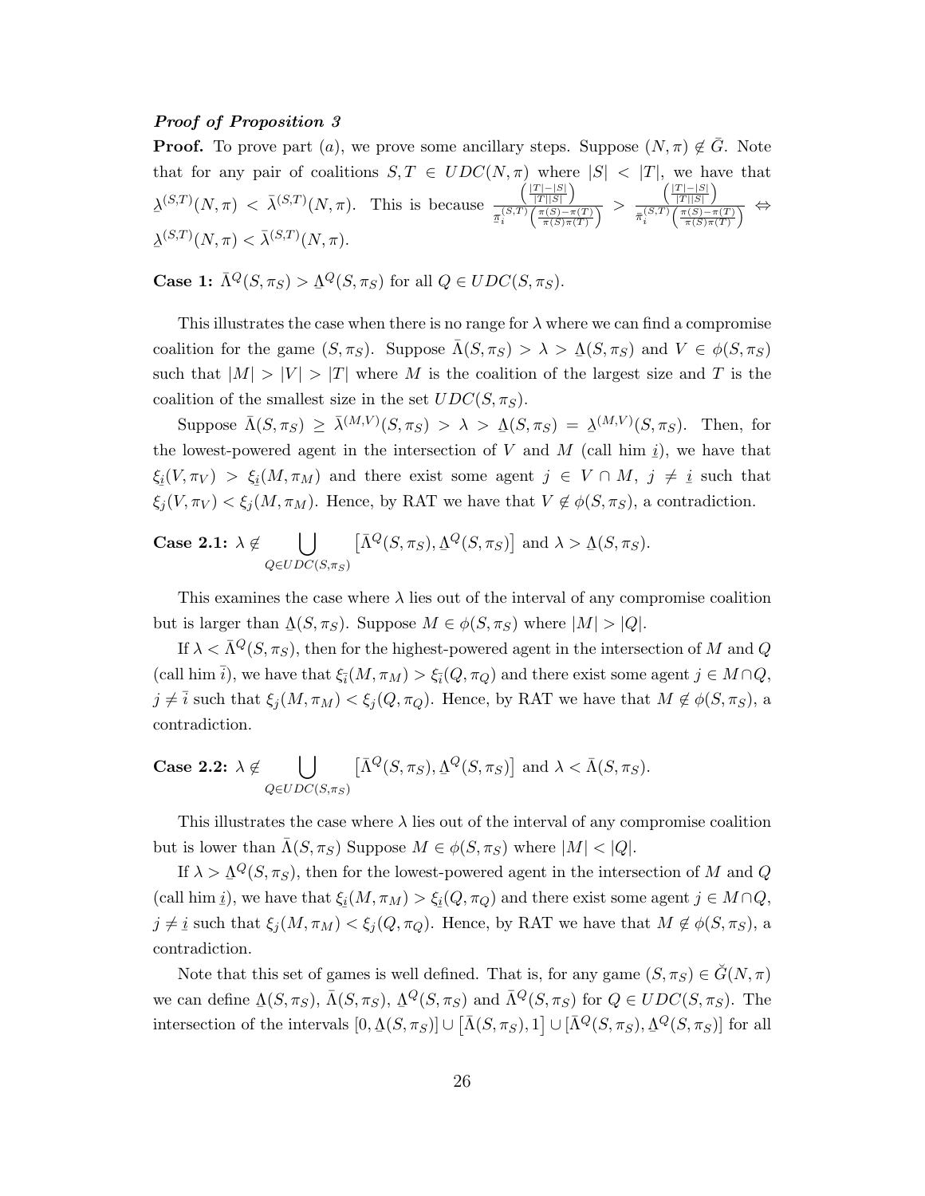***Proof of Proposition 3***

**Proof.** To prove part $(a)$, we prove some ancillary steps. Suppose $(N, \pi) \notin \bar{G}$. Note that for any pair of coalitions $S, T \in UDC(N, \pi)$ where $|S| < |T|$, we have that $\underline{\lambda}^{(S,T)}(N, \pi) < \bar{\lambda}^{(S,T)}(N, \pi)$. This is because $\frac{\left(\frac{|T|-|S|}{|T||S|}\right)}{\underline{\pi}_i^{(S,T)}\left(\frac{\pi(S)-\pi(T)}{\pi(S)\pi(T)}\right)} > \frac{\left(\frac{|T|-|S|}{|T||S|}\right)}{\bar{\pi}_i^{(S,T)}\left(\frac{\pi(S)-\pi(T)}{\pi(S)\pi(T)}\right)} \Leftrightarrow \underline{\lambda}^{(S,T)}(N, \pi) < \bar{\lambda}^{(S,T)}(N, \pi)$.

**Case 1:** $\bar{\Lambda}^Q(S, \pi_S) > \underline{\Lambda}^Q(S, \pi_S)$ for all $Q \in UDC(S, \pi_S)$.

This illustrates the case when there is no range for $\lambda$ where we can find a compromise coalition for the game $(S, \pi_S)$. Suppose $\bar{\Lambda}(S, \pi_S) > \lambda > \underline{\Lambda}(S, \pi_S)$ and $V \in \phi(S, \pi_S)$ such that $|M| > |V| > |T|$ where $M$ is the coalition of the largest size and $T$ is the coalition of the smallest size in the set $UDC(S, \pi_S)$.

Suppose $\bar{\Lambda}(S, \pi_S) \geq \bar{\lambda}^{(M,V)}(S, \pi_S) > \lambda > \underline{\Lambda}(S, \pi_S) = \underline{\lambda}^{(M,V)}(S, \pi_S)$. Then, for the lowest-powered agent in the intersection of $V$ and $M$ (call him $\underline{i}$), we have that $\xi_{\underline{i}}(V, \pi_V) > \xi_{\underline{i}}(M, \pi_M)$ and there exist some agent $j \in V \cap M$, $j \neq \underline{i}$ such that $\xi_j(V, \pi_V) < \xi_j(M, \pi_M)$. Hence, by RAT we have that $V \notin \phi(S, \pi_S)$, a contradiction.

**Case 2.1:** $\lambda \notin \bigcup_{Q \in UDC(S,\pi_S)} \left[\bar{\Lambda}^Q(S, \pi_S), \underline{\Lambda}^Q(S, \pi_S)\right]$ and $\lambda > \underline{\Lambda}(S, \pi_S)$.

This examines the case where $\lambda$ lies out of the interval of any compromise coalition but is larger than $\underline{\Lambda}(S, \pi_S)$. Suppose $M \in \phi(S, \pi_S)$ where $|M| > |Q|$.

If $\lambda < \bar{\Lambda}^Q(S, \pi_S)$, then for the highest-powered agent in the intersection of $M$ and $Q$ (call him $\bar{i}$), we have that $\xi_{\bar{i}}(M, \pi_M) > \xi_{\bar{i}}(Q, \pi_Q)$ and there exist some agent $j \in M \cap Q$, $j \neq \bar{i}$ such that $\xi_j(M, \pi_M) < \xi_j(Q, \pi_Q)$. Hence, by RAT we have that $M \notin \phi(S, \pi_S)$, a contradiction.

**Case 2.2:** $\lambda \notin \bigcup_{Q \in UDC(S,\pi_S)} \left[\bar{\Lambda}^Q(S, \pi_S), \underline{\Lambda}^Q(S, \pi_S)\right]$ and $\lambda < \bar{\Lambda}(S, \pi_S)$.

This illustrates the case where $\lambda$ lies out of the interval of any compromise coalition but is lower than $\bar{\Lambda}(S, \pi_S)$ Suppose $M \in \phi(S, \pi_S)$ where $|M| < |Q|$.

If $\lambda > \underline{\Lambda}^Q(S, \pi_S)$, then for the lowest-powered agent in the intersection of $M$ and $Q$ (call him $\underline{i}$), we have that $\xi_{\underline{i}}(M, \pi_M) > \xi_{\underline{i}}(Q, \pi_Q)$ and there exist some agent $j \in M \cap Q$, $j \neq \underline{i}$ such that $\xi_j(M, \pi_M) < \xi_j(Q, \pi_Q)$. Hence, by RAT we have that $M \notin \phi(S, \pi_S)$, a contradiction.

Note that this set of games is well defined. That is, for any game $(S, \pi_S) \in \breve{G}(N, \pi)$ we can define $\underline{\Lambda}(S, \pi_S)$, $\bar{\Lambda}(S, \pi_S)$, $\underline{\Lambda}^Q(S, \pi_S)$ and $\bar{\Lambda}^Q(S, \pi_S)$ for $Q \in UDC(S, \pi_S)$. The intersection of the intervals $[0, \underline{\Lambda}(S, \pi_S)] \cup \left[\bar{\Lambda}(S, \pi_S), 1\right] \cup [\bar{\Lambda}^Q(S, \pi_S), \underline{\Lambda}^Q(S, \pi_S)]$ for all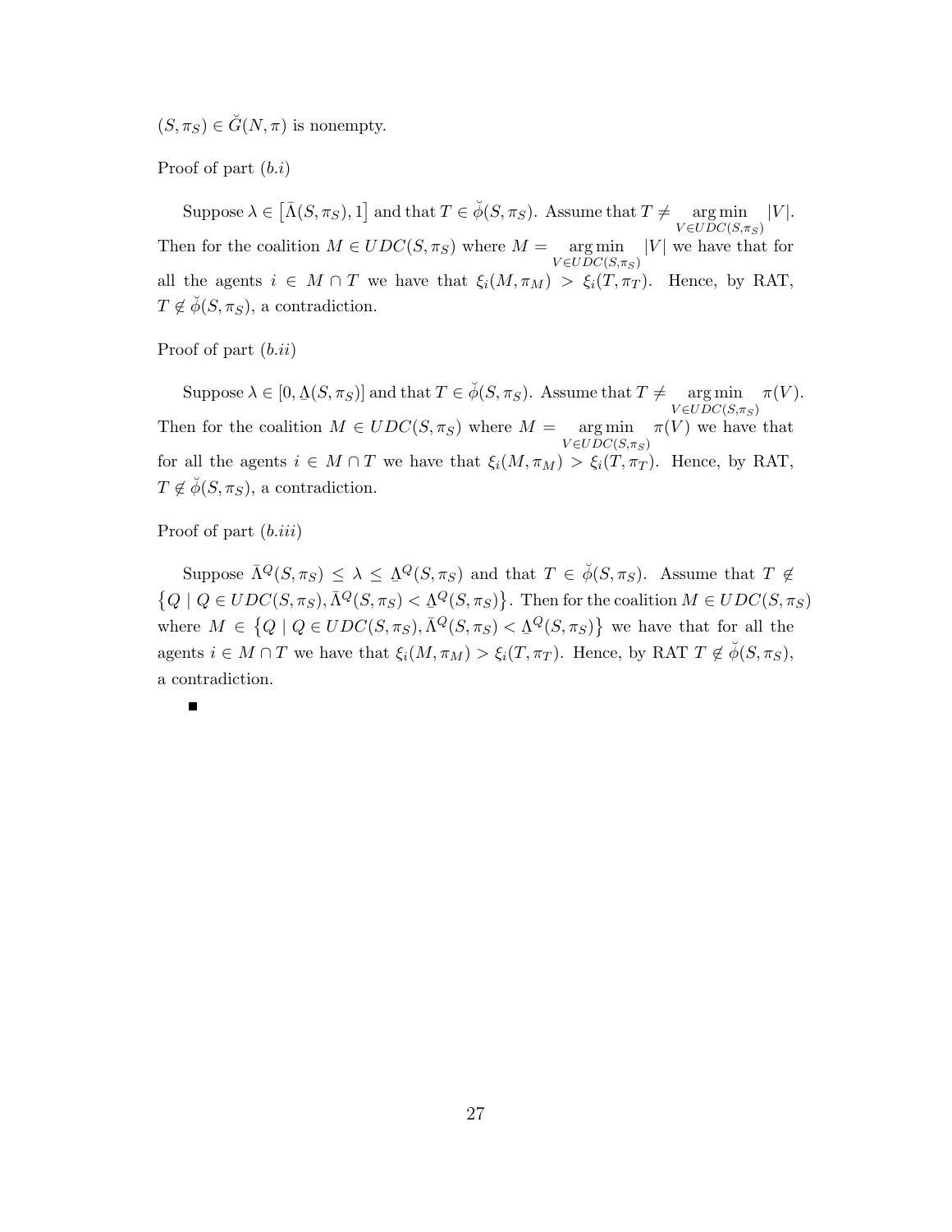$(S, \pi_S) \in \breve{G}(N, \pi)$ is nonempty.

Proof of part $(b.i)$

Suppose $\lambda \in \left[\bar{\Lambda}(S, \pi_S), 1\right]$ and that $T \in \breve{\phi}(S, \pi_S)$. Assume that $T \neq \underset{V \in UDC(S,\pi_S)}{\arg\min} |V|$. Then for the coalition $M \in UDC(S, \pi_S)$ where $M = \underset{V \in UDC(S,\pi_S)}{\arg\min} |V|$ we have that for all the agents $i \in M \cap T$ we have that $\xi_i(M, \pi_M) > \xi_i(T, \pi_T)$. Hence, by RAT, $T \notin \breve{\phi}(S, \pi_S)$, a contradiction.

Proof of part $(b.ii)$

Suppose $\lambda \in [0, \underline{\Lambda}(S, \pi_S)]$ and that $T \in \breve{\phi}(S, \pi_S)$. Assume that $T \neq \underset{V \in UDC(S,\pi_S)}{\arg\min} \pi(V)$. Then for the coalition $M \in UDC(S, \pi_S)$ where $M = \underset{V \in UDC(S,\pi_S)}{\arg\min} \pi(V)$ we have that for all the agents $i \in M \cap T$ we have that $\xi_i(M, \pi_M) > \xi_i(T, \pi_T)$. Hence, by RAT, $T \notin \breve{\phi}(S, \pi_S)$, a contradiction.

Proof of part $(b.iii)$

Suppose $\bar{\Lambda}^Q(S, \pi_S) \leq \lambda \leq \underline{\Lambda}^Q(S, \pi_S)$ and that $T \in \breve{\phi}(S, \pi_S)$. Assume that $T \notin \left\{Q \mid Q \in UDC(S, \pi_S), \bar{\Lambda}^Q(S, \pi_S) < \underline{\Lambda}^Q(S, \pi_S)\right\}$. Then for the coalition $M \in UDC(S, \pi_S)$ where $M \in \left\{Q \mid Q \in UDC(S, \pi_S), \bar{\Lambda}^Q(S, \pi_S) < \underline{\Lambda}^Q(S, \pi_S)\right\}$ we have that for all the agents $i \in M \cap T$ we have that $\xi_i(M, \pi_M) > \xi_i(T, \pi_T)$. Hence, by RAT $T \notin \breve{\phi}(S, \pi_S)$, a contradiction.

■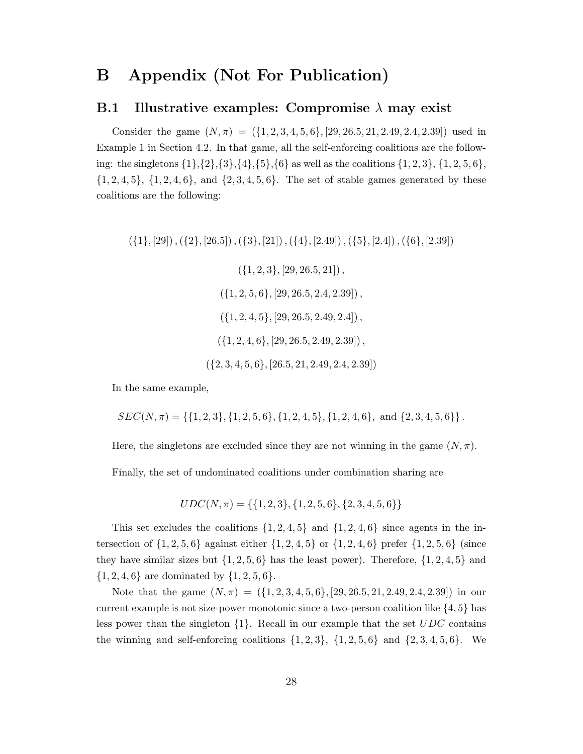# B Appendix (Not For Publication)

## B.1 Illustrative examples: Compromise $\lambda$ may exist

Consider the game $(N, \pi) = (\{1, 2, 3, 4, 5, 6\}, [29, 26.5, 21, 2.49, 2.4, 2.39])$ used in Example 1 in Section 4.2. In that game, all the self-enforcing coalitions are the following: the singletons $\{1\}$,$\{2\}$,$\{3\}$,$\{4\}$,$\{5\}$,$\{6\}$ as well as the coalitions $\{1, 2, 3\}$, $\{1, 2, 5, 6\}$, $\{1, 2, 4, 5\}$, $\{1, 2, 4, 6\}$, and $\{2, 3, 4, 5, 6\}$. The set of stable games generated by these coalitions are the following:

$$(\{1\}, [29]), (\{2\}, [26.5]), (\{3\}, [21]), (\{4\}, [2.49]), (\{5\}, [2.4]), (\{6\}, [2.39])$$

$$(\{1, 2, 3\}, [29, 26.5, 21]),$$

$$(\{1, 2, 5, 6\}, [29, 26.5, 2.4, 2.39]),$$

$$(\{1, 2, 4, 5\}, [29, 26.5, 2.49, 2.4]),$$

$$(\{1, 2, 4, 6\}, [29, 26.5, 2.49, 2.39]),$$

$$(\{2, 3, 4, 5, 6\}, [26.5, 21, 2.49, 2.4, 2.39])$$

In the same example,

$$SEC(N, \pi) = \{\{1, 2, 3\}, \{1, 2, 5, 6\}, \{1, 2, 4, 5\}, \{1, 2, 4, 6\}, \text{ and } \{2, 3, 4, 5, 6\}\}.$$

Here, the singletons are excluded since they are not winning in the game $(N, \pi)$.

Finally, the set of undominated coalitions under combination sharing are

$$UDC(N, \pi) = \{\{1, 2, 3\}, \{1, 2, 5, 6\}, \{2, 3, 4, 5, 6\}\}$$

This set excludes the coalitions $\{1, 2, 4, 5\}$ and $\{1, 2, 4, 6\}$ since agents in the intersection of $\{1, 2, 5, 6\}$ against either $\{1, 2, 4, 5\}$ or $\{1, 2, 4, 6\}$ prefer $\{1, 2, 5, 6\}$ (since they have similar sizes but $\{1, 2, 5, 6\}$ has the least power). Therefore, $\{1, 2, 4, 5\}$ and $\{1, 2, 4, 6\}$ are dominated by $\{1, 2, 5, 6\}$.

Note that the game $(N, \pi) = (\{1, 2, 3, 4, 5, 6\}, [29, 26.5, 21, 2.49, 2.4, 2.39])$ in our current example is not size-power monotonic since a two-person coalition like $\{4, 5\}$ has less power than the singleton $\{1\}$. Recall in our example that the set $UDC$ contains the winning and self-enforcing coalitions $\{1, 2, 3\}$, $\{1, 2, 5, 6\}$ and $\{2, 3, 4, 5, 6\}$. We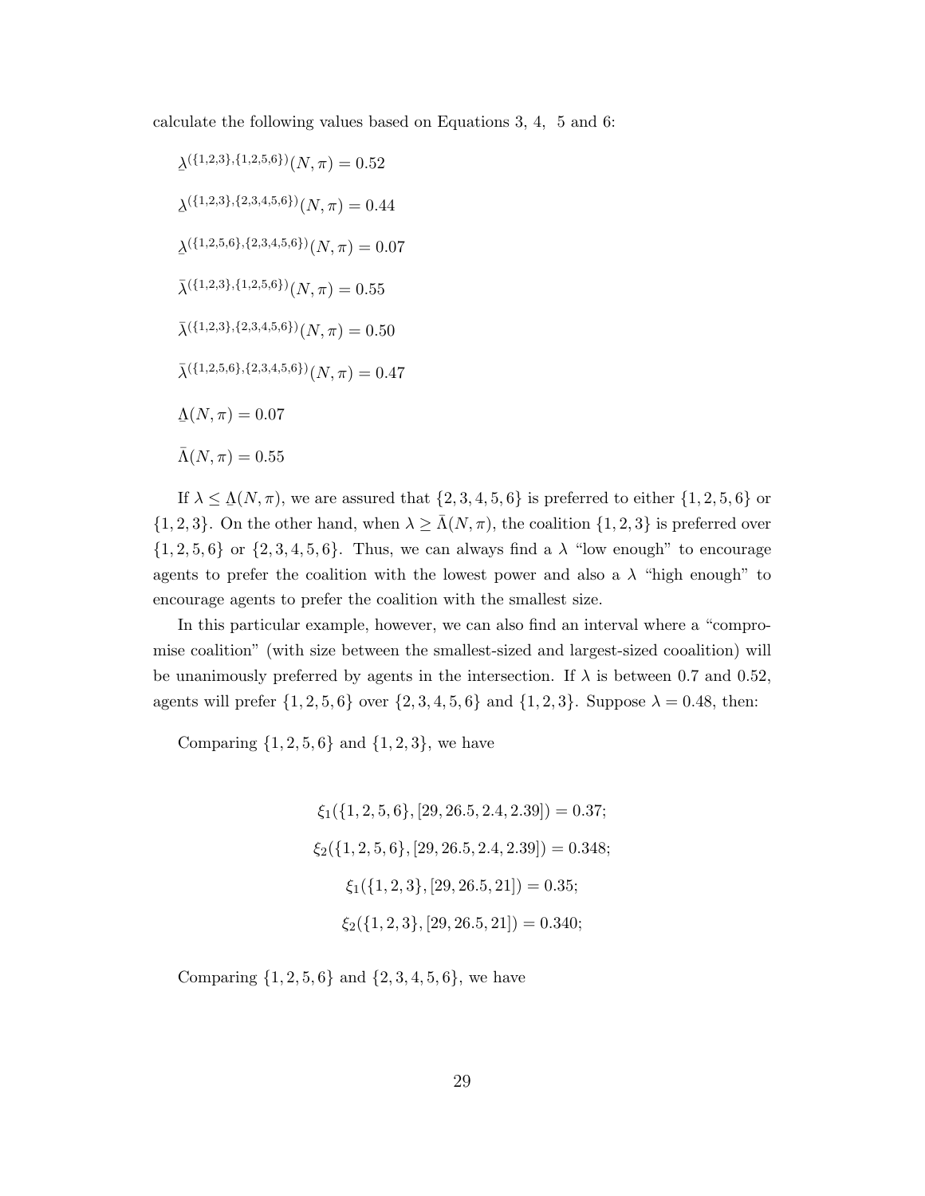calculate the following values based on Equations 3, 4, 5 and 6:

$$\underline{\lambda}^{(\{1,2,3\},\{1,2,5,6\})}(N,\pi) = 0.52$$

$$\underline{\lambda}^{(\{1,2,3\},\{2,3,4,5,6\})}(N,\pi) = 0.44$$

$$\underline{\lambda}^{(\{1,2,5,6\},\{2,3,4,5,6\})}(N,\pi) = 0.07$$

$$\bar{\lambda}^{(\{1,2,3\},\{1,2,5,6\})}(N,\pi) = 0.55$$

$$\bar{\lambda}^{(\{1,2,3\},\{2,3,4,5,6\})}(N,\pi) = 0.50$$

$$\bar{\lambda}^{(\{1,2,5,6\},\{2,3,4,5,6\})}(N,\pi) = 0.47$$

$$\underline{\Lambda}(N,\pi) = 0.07$$

$$\bar{\Lambda}(N,\pi) = 0.55$$

If $\lambda \leq \underline{\Lambda}(N,\pi)$, we are assured that $\{2,3,4,5,6\}$ is preferred to either $\{1,2,5,6\}$ or $\{1,2,3\}$. On the other hand, when $\lambda \geq \bar{\Lambda}(N,\pi)$, the coalition $\{1,2,3\}$ is preferred over $\{1,2,5,6\}$ or $\{2,3,4,5,6\}$. Thus, we can always find a $\lambda$ "low enough" to encourage agents to prefer the coalition with the lowest power and also a $\lambda$ "high enough" to encourage agents to prefer the coalition with the smallest size.

In this particular example, however, we can also find an interval where a "compromise coalition" (with size between the smallest-sized and largest-sized cooalition) will be unanimously preferred by agents in the intersection. If $\lambda$ is between 0.7 and 0.52, agents will prefer $\{1,2,5,6\}$ over $\{2,3,4,5,6\}$ and $\{1,2,3\}$. Suppose $\lambda = 0.48$, then:

Comparing $\{1,2,5,6\}$ and $\{1,2,3\}$, we have

$$\xi_1(\{1,2,5,6\},[29,26.5,2.4,2.39]) = 0.37;$$

$$\xi_2(\{1,2,5,6\},[29,26.5,2.4,2.39]) = 0.348;$$

$$\xi_1(\{1,2,3\},[29,26.5,21]) = 0.35;$$

$$\xi_2(\{1,2,3\},[29,26.5,21]) = 0.340;$$

Comparing $\{1,2,5,6\}$ and $\{2,3,4,5,6\}$, we have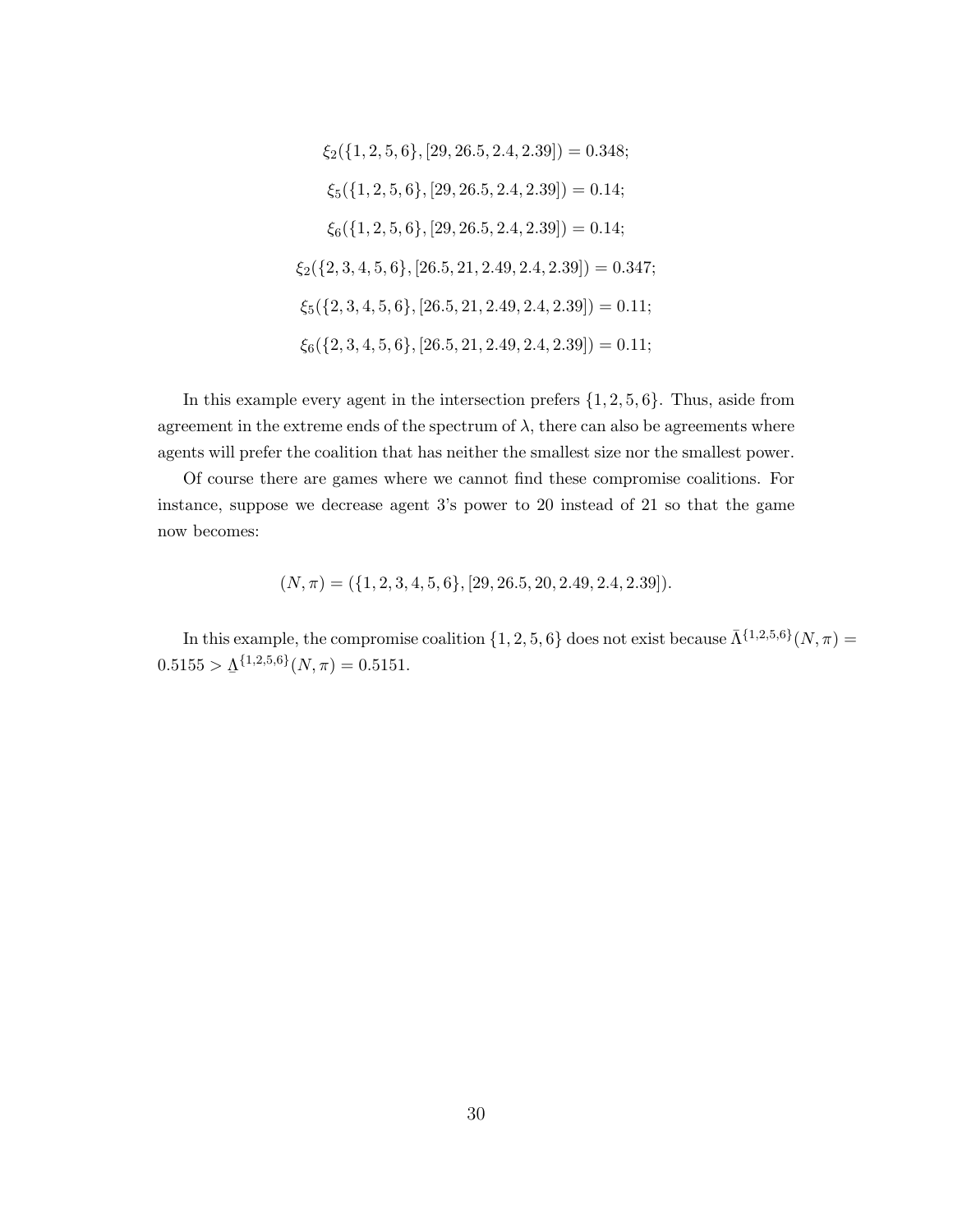$$\xi_2(\{1,2,5,6\},[29,26.5,2.4,2.39]) = 0.348;$$

$$\xi_5(\{1,2,5,6\},[29,26.5,2.4,2.39]) = 0.14;$$

$$\xi_6(\{1,2,5,6\},[29,26.5,2.4,2.39]) = 0.14;$$

$$\xi_2(\{2,3,4,5,6\},[26.5,21,2.49,2.4,2.39]) = 0.347;$$

$$\xi_5(\{2,3,4,5,6\},[26.5,21,2.49,2.4,2.39]) = 0.11;$$

$$\xi_6(\{2,3,4,5,6\},[26.5,21,2.49,2.4,2.39]) = 0.11;$$

In this example every agent in the intersection prefers $\{1,2,5,6\}$. Thus, aside from agreement in the extreme ends of the spectrum of $\lambda$, there can also be agreements where agents will prefer the coalition that has neither the smallest size nor the smallest power.

Of course there are games where we cannot find these compromise coalitions. For instance, suppose we decrease agent 3's power to 20 instead of 21 so that the game now becomes:

$$(N,\pi) = (\{1,2,3,4,5,6\},[29,26.5,20,2.49,2.4,2.39]).$$

In this example, the compromise coalition $\{1,2,5,6\}$ does not exist because $\bar{\Lambda}^{\{1,2,5,6\}}(N,\pi) = 0.5155 > \underline{\Lambda}^{\{1,2,5,6\}}(N,\pi) = 0.5151$.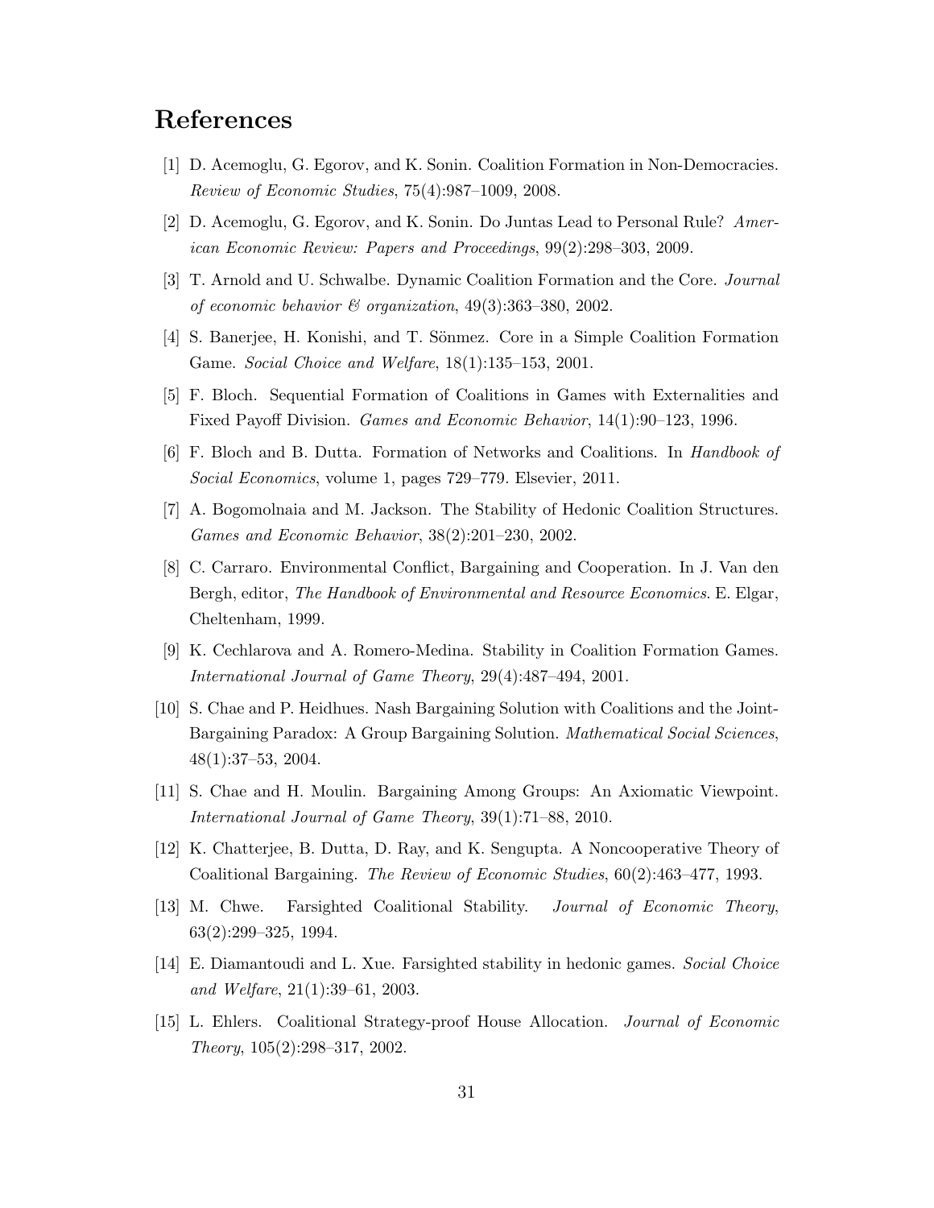## References

[1] D. Acemoglu, G. Egorov, and K. Sonin. Coalition Formation in Non-Democracies. *Review of Economic Studies*, 75(4):987–1009, 2008.

[2] D. Acemoglu, G. Egorov, and K. Sonin. Do Juntas Lead to Personal Rule? *American Economic Review: Papers and Proceedings*, 99(2):298–303, 2009.

[3] T. Arnold and U. Schwalbe. Dynamic Coalition Formation and the Core. *Journal of economic behavior & organization*, 49(3):363–380, 2002.

[4] S. Banerjee, H. Konishi, and T. Sönmez. Core in a Simple Coalition Formation Game. *Social Choice and Welfare*, 18(1):135–153, 2001.

[5] F. Bloch. Sequential Formation of Coalitions in Games with Externalities and Fixed Payoff Division. *Games and Economic Behavior*, 14(1):90–123, 1996.

[6] F. Bloch and B. Dutta. Formation of Networks and Coalitions. In *Handbook of Social Economics*, volume 1, pages 729–779. Elsevier, 2011.

[7] A. Bogomolnaia and M. Jackson. The Stability of Hedonic Coalition Structures. *Games and Economic Behavior*, 38(2):201–230, 2002.

[8] C. Carraro. Environmental Conflict, Bargaining and Cooperation. In J. Van den Bergh, editor, *The Handbook of Environmental and Resource Economics*. E. Elgar, Cheltenham, 1999.

[9] K. Cechlarova and A. Romero-Medina. Stability in Coalition Formation Games. *International Journal of Game Theory*, 29(4):487–494, 2001.

[10] S. Chae and P. Heidhues. Nash Bargaining Solution with Coalitions and the Joint-Bargaining Paradox: A Group Bargaining Solution. *Mathematical Social Sciences*, 48(1):37–53, 2004.

[11] S. Chae and H. Moulin. Bargaining Among Groups: An Axiomatic Viewpoint. *International Journal of Game Theory*, 39(1):71–88, 2010.

[12] K. Chatterjee, B. Dutta, D. Ray, and K. Sengupta. A Noncooperative Theory of Coalitional Bargaining. *The Review of Economic Studies*, 60(2):463–477, 1993.

[13] M. Chwe. Farsighted Coalitional Stability. *Journal of Economic Theory*, 63(2):299–325, 1994.

[14] E. Diamantoudi and L. Xue. Farsighted stability in hedonic games. *Social Choice and Welfare*, 21(1):39–61, 2003.

[15] L. Ehlers. Coalitional Strategy-proof House Allocation. *Journal of Economic Theory*, 105(2):298–317, 2002.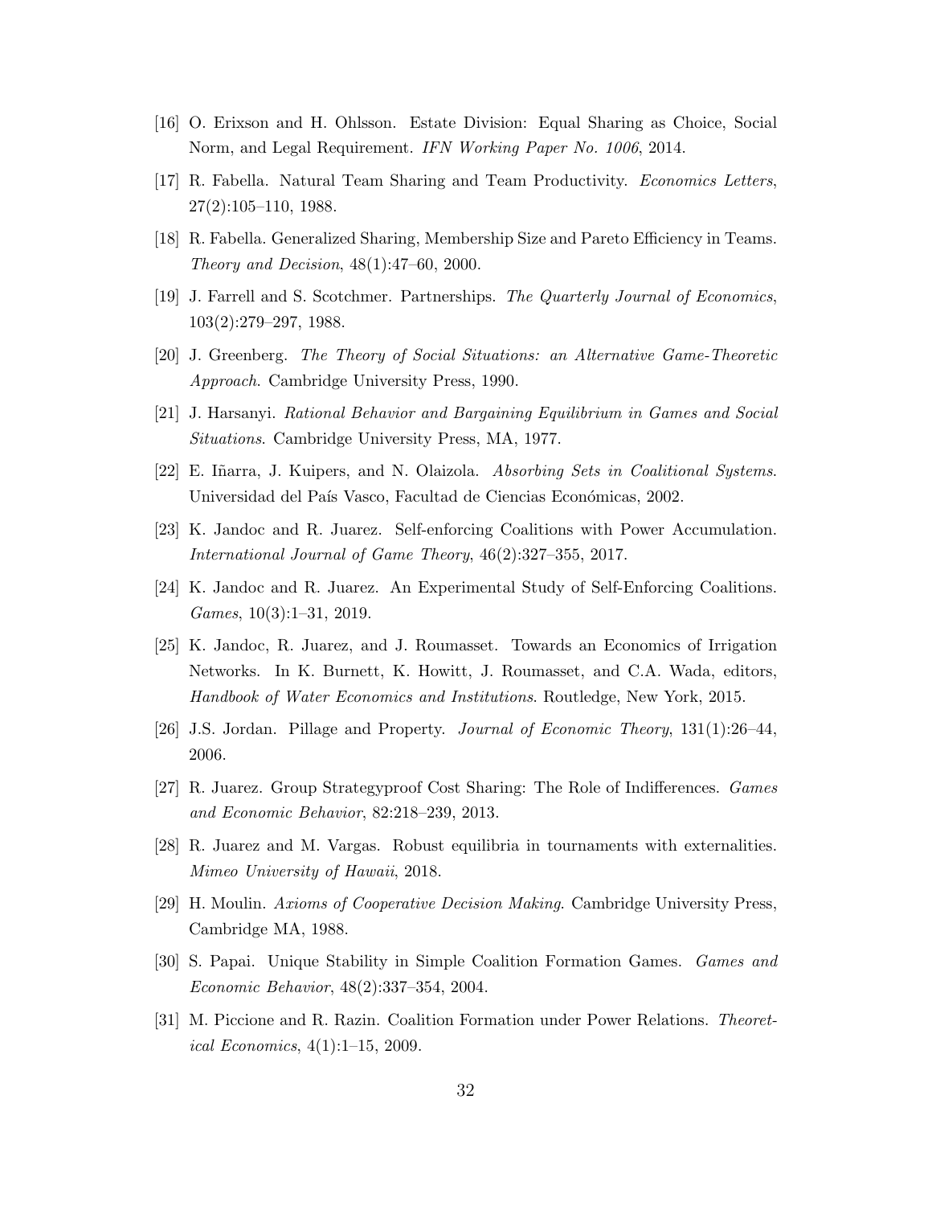[16] O. Erixson and H. Ohlsson. Estate Division: Equal Sharing as Choice, Social Norm, and Legal Requirement. *IFN Working Paper No. 1006*, 2014.

[17] R. Fabella. Natural Team Sharing and Team Productivity. *Economics Letters*, 27(2):105–110, 1988.

[18] R. Fabella. Generalized Sharing, Membership Size and Pareto Efficiency in Teams. *Theory and Decision*, 48(1):47–60, 2000.

[19] J. Farrell and S. Scotchmer. Partnerships. *The Quarterly Journal of Economics*, 103(2):279–297, 1988.

[20] J. Greenberg. *The Theory of Social Situations: an Alternative Game-Theoretic Approach*. Cambridge University Press, 1990.

[21] J. Harsanyi. *Rational Behavior and Bargaining Equilibrium in Games and Social Situations*. Cambridge University Press, MA, 1977.

[22] E. Iñarra, J. Kuipers, and N. Olaizola. *Absorbing Sets in Coalitional Systems*. Universidad del País Vasco, Facultad de Ciencias Económicas, 2002.

[23] K. Jandoc and R. Juarez. Self-enforcing Coalitions with Power Accumulation. *International Journal of Game Theory*, 46(2):327–355, 2017.

[24] K. Jandoc and R. Juarez. An Experimental Study of Self-Enforcing Coalitions. *Games*, 10(3):1–31, 2019.

[25] K. Jandoc, R. Juarez, and J. Roumasset. Towards an Economics of Irrigation Networks. In K. Burnett, K. Howitt, J. Roumasset, and C.A. Wada, editors, *Handbook of Water Economics and Institutions*. Routledge, New York, 2015.

[26] J.S. Jordan. Pillage and Property. *Journal of Economic Theory*, 131(1):26–44, 2006.

[27] R. Juarez. Group Strategyproof Cost Sharing: The Role of Indifferences. *Games and Economic Behavior*, 82:218–239, 2013.

[28] R. Juarez and M. Vargas. Robust equilibria in tournaments with externalities. *Mimeo University of Hawaii*, 2018.

[29] H. Moulin. *Axioms of Cooperative Decision Making*. Cambridge University Press, Cambridge MA, 1988.

[30] S. Papai. Unique Stability in Simple Coalition Formation Games. *Games and Economic Behavior*, 48(2):337–354, 2004.

[31] M. Piccione and R. Razin. Coalition Formation under Power Relations. *Theoretical Economics*, 4(1):1–15, 2009.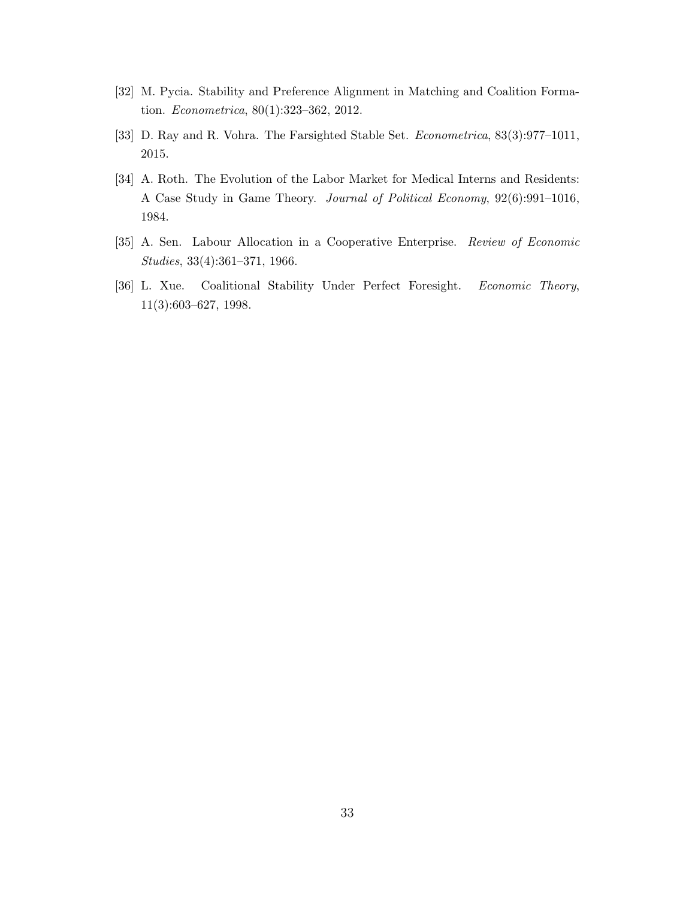[32] M. Pycia. Stability and Preference Alignment in Matching and Coalition Formation. *Econometrica*, 80(1):323–362, 2012.

[33] D. Ray and R. Vohra. The Farsighted Stable Set. *Econometrica*, 83(3):977–1011, 2015.

[34] A. Roth. The Evolution of the Labor Market for Medical Interns and Residents: A Case Study in Game Theory. *Journal of Political Economy*, 92(6):991–1016, 1984.

[35] A. Sen. Labour Allocation in a Cooperative Enterprise. *Review of Economic Studies*, 33(4):361–371, 1966.

[36] L. Xue. Coalitional Stability Under Perfect Foresight. *Economic Theory*, 11(3):603–627, 1998.